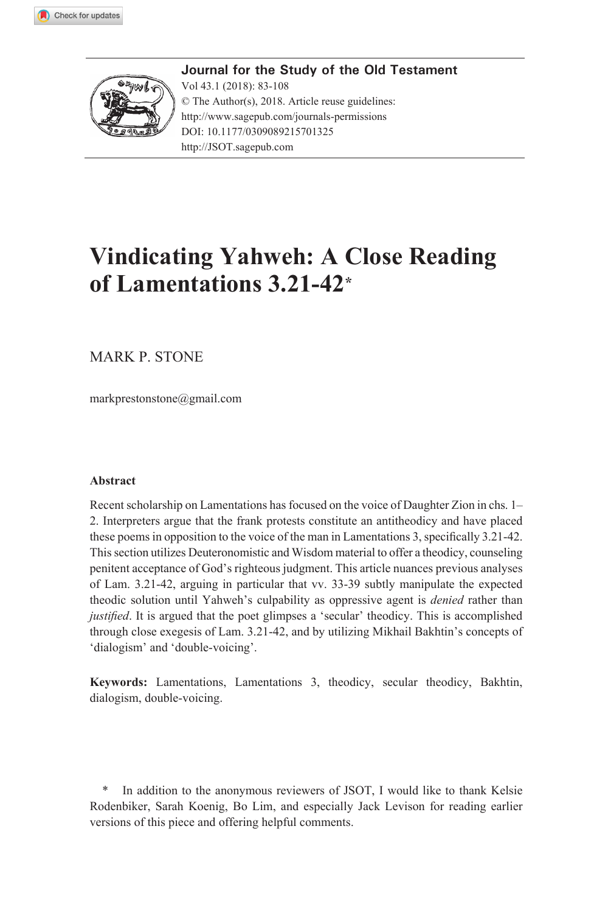# Vindicating Yahweh: A Close Reading of Lamentations 3.21-42*

MARK P. STONE

markprestonstone@gmail.com

### Abstract

Recent scholarship on Lamentations has focused on the voice of Daughter Zion in chs. 1–2. Interpreters argue that the frank protests constitute an antitheodicy and have placed these poems in opposition to the voice of the man in Lamentations 3, specifically 3.21-42. This section utilizes Deuteronomistic and Wisdom material to offer a theodicy, counseling penitent acceptance of God's righteous judgment. This article nuances previous analyses of Lam. 3.21-42, arguing in particular that vv. 33-39 subtly manipulate the expected theodic solution until Yahweh's culpability as oppressive agent is *denied* rather than *justified*. It is argued that the poet glimpses a 'secular' theodicy. This is accomplished through close exegesis of Lam. 3.21-42, and by utilizing Mikhail Bakhtin's concepts of 'dialogism' and 'double-voicing'.

**Keywords:** Lamentations, Lamentations 3, theodicy, secular theodicy, Bakhtin, dialogism, double-voicing.

\* In addition to the anonymous reviewers of JSOT, I would like to thank Kelsie Rodenbiker, Sarah Koenig, Bo Lim, and especially Jack Levison for reading earlier versions of this piece and offering helpful comments.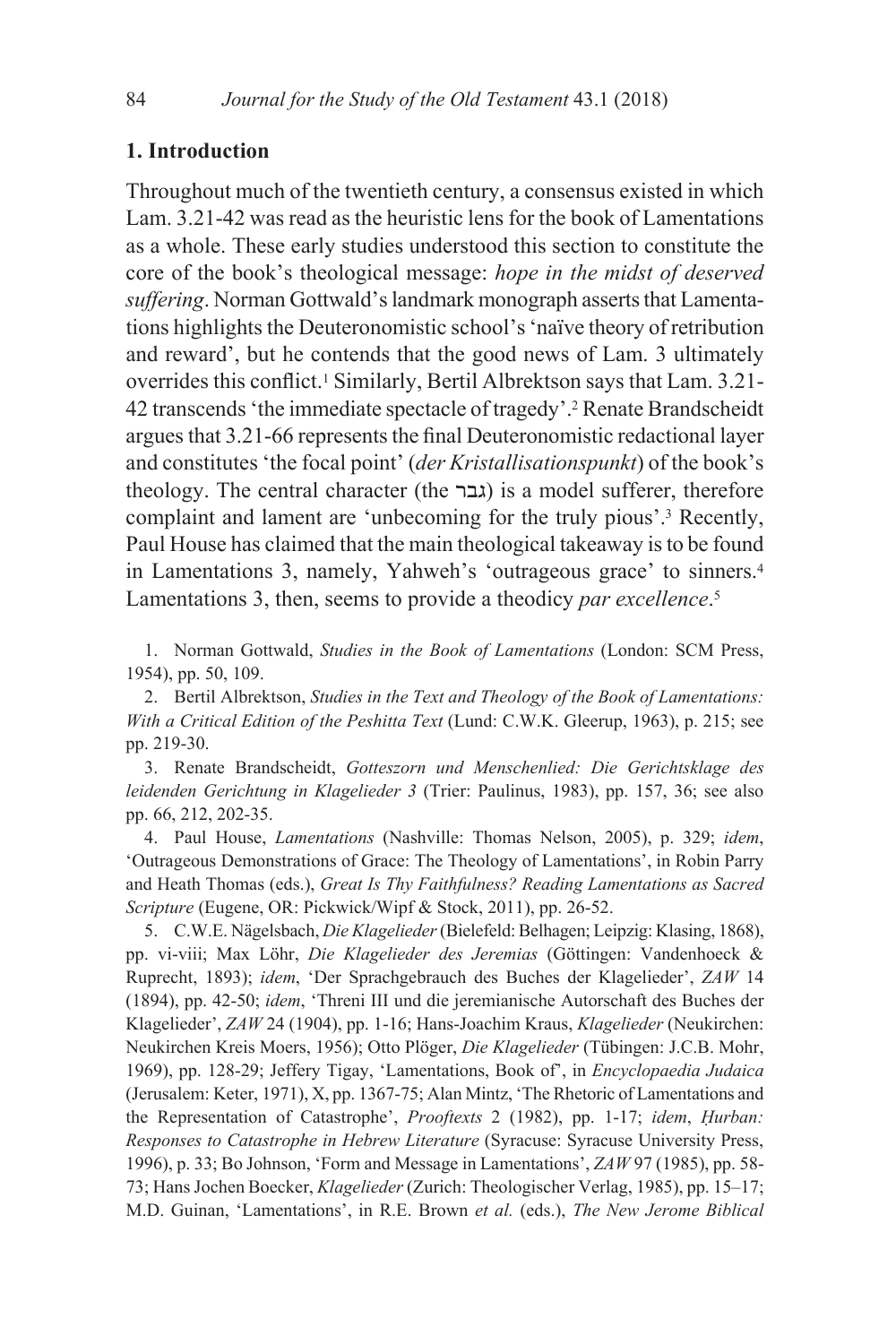## 1. Introduction

Throughout much of the twentieth century, a consensus existed in which Lam. 3.21-42 was read as the heuristic lens for the book of Lamentations as a whole. These early studies understood this section to constitute the core of the book's theological message: *hope in the midst of deserved suffering*. Norman Gottwald's landmark monograph asserts that Lamentations highlights the Deuteronomistic school's 'naïve theory of retribution and reward', but he contends that the good news of Lam. 3 ultimately overrides this conflict.[1] Similarly, Bertil Albrektson says that Lam. 3.21-42 transcends 'the immediate spectacle of tragedy'.[2] Renate Brandscheidt argues that 3.21-66 represents the final Deuteronomistic redactional layer and constitutes 'the focal point' (*der Kristallisationspunkt*) of the book's theology. The central character (the גבר) is a model sufferer, therefore complaint and lament are 'unbecoming for the truly pious'.[3] Recently, Paul House has claimed that the main theological takeaway is to be found in Lamentations 3, namely, Yahweh's 'outrageous grace' to sinners.[4] Lamentations 3, then, seems to provide a theodicy *par excellence*.[5]

1. Norman Gottwald, *Studies in the Book of Lamentations* (London: SCM Press, 1954), pp. 50, 109.

2. Bertil Albrektson, *Studies in the Text and Theology of the Book of Lamentations: With a Critical Edition of the Peshitta Text* (Lund: C.W.K. Gleerup, 1963), p. 215; see pp. 219-30.

3. Renate Brandscheidt, *Gotteszorn und Menschenlied: Die Gerichtsklage des leidenden Gerichtung in Klagelieder 3* (Trier: Paulinus, 1983), pp. 157, 36; see also pp. 66, 212, 202-35.

4. Paul House, *Lamentations* (Nashville: Thomas Nelson, 2005), p. 329; *idem*, 'Outrageous Demonstrations of Grace: The Theology of Lamentations', in Robin Parry and Heath Thomas (eds.), *Great Is Thy Faithfulness? Reading Lamentations as Sacred Scripture* (Eugene, OR: Pickwick/Wipf & Stock, 2011), pp. 26-52.

5. C.W.E. Nägelsbach, *Die Klagelieder* (Bielefeld: Belhagen; Leipzig: Klasing, 1868), pp. vi-viii; Max Löhr, *Die Klagelieder des Jeremias* (Göttingen: Vandenhoeck & Ruprecht, 1893); *idem*, 'Der Sprachgebrauch des Buches der Klagelieder', *ZAW* 14 (1894), pp. 42-50; *idem*, 'Threni III und die jeremianische Autorschaft des Buches der Klagelieder', *ZAW* 24 (1904), pp. 1-16; Hans-Joachim Kraus, *Klagelieder* (Neukirchen: Neukirchen Kreis Moers, 1956); Otto Plöger, *Die Klagelieder* (Tübingen: J.C.B. Mohr, 1969), pp. 128-29; Jeffery Tigay, 'Lamentations, Book of', in *Encyclopaedia Judaica* (Jerusalem: Keter, 1971), X, pp. 1367-75; Alan Mintz, 'The Rhetoric of Lamentations and the Representation of Catastrophe', *Prooftexts* 2 (1982), pp. 1-17; *idem*, *Ḥurban: Responses to Catastrophe in Hebrew Literature* (Syracuse: Syracuse University Press, 1996), p. 33; Bo Johnson, 'Form and Message in Lamentations', *ZAW* 97 (1985), pp. 58-73; Hans Jochen Boecker, *Klagelieder* (Zurich: Theologischer Verlag, 1985), pp. 15–17; M.D. Guinan, 'Lamentations', in R.E. Brown *et al.* (eds.), *The New Jerome Biblical*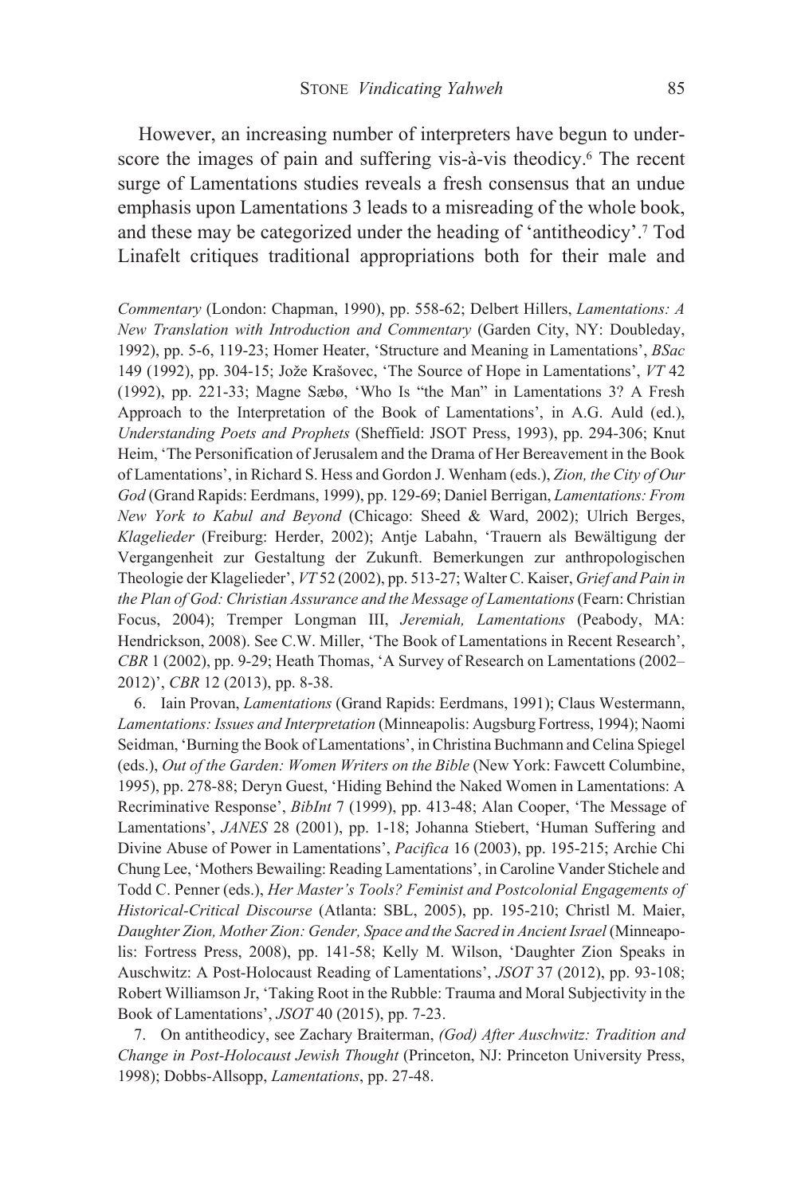However, an increasing number of interpreters have begun to underscore the images of pain and suffering vis-à-vis theodicy.[6] The recent surge of Lamentations studies reveals a fresh consensus that an undue emphasis upon Lamentations 3 leads to a misreading of the whole book, and these may be categorized under the heading of 'antitheodicy'.[7] Tod Linafelt critiques traditional appropriations both for their male and

*Commentary* (London: Chapman, 1990), pp. 558-62; Delbert Hillers, *Lamentations: A New Translation with Introduction and Commentary* (Garden City, NY: Doubleday, 1992), pp. 5-6, 119-23; Homer Heater, 'Structure and Meaning in Lamentations', *BSac* 149 (1992), pp. 304-15; Jože Krašovec, 'The Source of Hope in Lamentations', *VT* 42 (1992), pp. 221-33; Magne Sæbø, 'Who Is "the Man" in Lamentations 3? A Fresh Approach to the Interpretation of the Book of Lamentations', in A.G. Auld (ed.), *Understanding Poets and Prophets* (Sheffield: JSOT Press, 1993), pp. 294-306; Knut Heim, 'The Personification of Jerusalem and the Drama of Her Bereavement in the Book of Lamentations', in Richard S. Hess and Gordon J. Wenham (eds.), *Zion, the City of Our God* (Grand Rapids: Eerdmans, 1999), pp. 129-69; Daniel Berrigan, *Lamentations: From New York to Kabul and Beyond* (Chicago: Sheed & Ward, 2002); Ulrich Berges, *Klagelieder* (Freiburg: Herder, 2002); Antje Labahn, 'Trauern als Bewältigung der Vergangenheit zur Gestaltung der Zukunft. Bemerkungen zur anthropologischen Theologie der Klagelieder', *VT* 52 (2002), pp. 513-27; Walter C. Kaiser, *Grief and Pain in the Plan of God: Christian Assurance and the Message of Lamentations* (Fearn: Christian Focus, 2004); Tremper Longman III, *Jeremiah, Lamentations* (Peabody, MA: Hendrickson, 2008). See C.W. Miller, 'The Book of Lamentations in Recent Research', *CBR* 1 (2002), pp. 9-29; Heath Thomas, 'A Survey of Research on Lamentations (2002–2012)', *CBR* 12 (2013), pp. 8-38.

6. Iain Provan, *Lamentations* (Grand Rapids: Eerdmans, 1991); Claus Westermann, *Lamentations: Issues and Interpretation* (Minneapolis: Augsburg Fortress, 1994); Naomi Seidman, 'Burning the Book of Lamentations', in Christina Buchmann and Celina Spiegel (eds.), *Out of the Garden: Women Writers on the Bible* (New York: Fawcett Columbine, 1995), pp. 278-88; Deryn Guest, 'Hiding Behind the Naked Women in Lamentations: A Recriminative Response', *BibInt* 7 (1999), pp. 413-48; Alan Cooper, 'The Message of Lamentations', *JANES* 28 (2001), pp. 1-18; Johanna Stiebert, 'Human Suffering and Divine Abuse of Power in Lamentations', *Pacifica* 16 (2003), pp. 195-215; Archie Chi Chung Lee, 'Mothers Bewailing: Reading Lamentations', in Caroline Vander Stichele and Todd C. Penner (eds.), *Her Master's Tools? Feminist and Postcolonial Engagements of Historical-Critical Discourse* (Atlanta: SBL, 2005), pp. 195-210; Christl M. Maier, *Daughter Zion, Mother Zion: Gender, Space and the Sacred in Ancient Israel* (Minneapolis: Fortress Press, 2008), pp. 141-58; Kelly M. Wilson, 'Daughter Zion Speaks in Auschwitz: A Post-Holocaust Reading of Lamentations', *JSOT* 37 (2012), pp. 93-108; Robert Williamson Jr, 'Taking Root in the Rubble: Trauma and Moral Subjectivity in the Book of Lamentations', *JSOT* 40 (2015), pp. 7-23.

7. On antitheodicy, see Zachary Braiterman, *(God) After Auschwitz: Tradition and Change in Post-Holocaust Jewish Thought* (Princeton, NJ: Princeton University Press, 1998); Dobbs-Allsopp, *Lamentations*, pp. 27-48.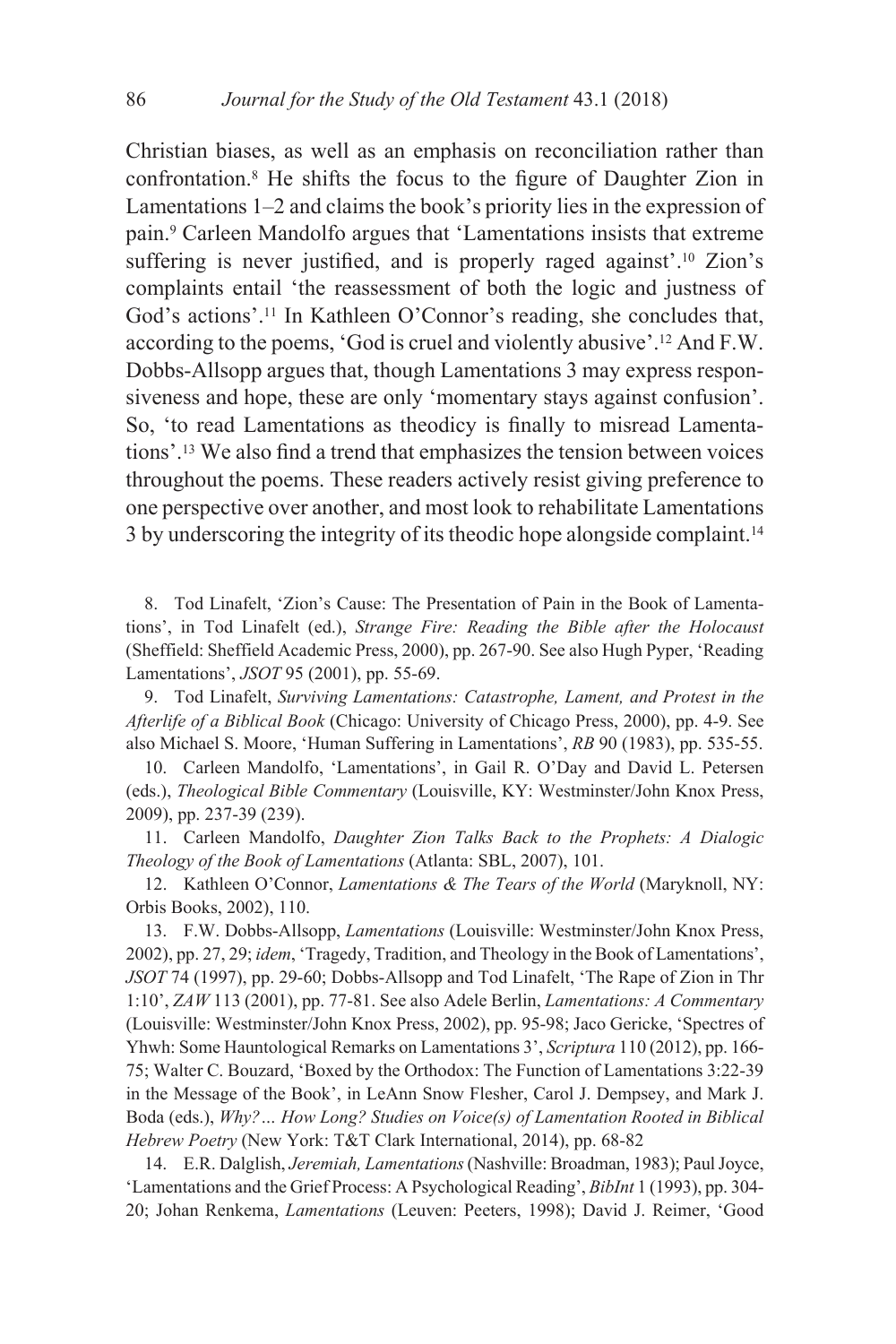Christian biases, as well as an emphasis on reconciliation rather than confrontation.[8] He shifts the focus to the figure of Daughter Zion in Lamentations 1–2 and claims the book's priority lies in the expression of pain.[9] Carleen Mandolfo argues that 'Lamentations insists that extreme suffering is never justified, and is properly raged against'.[10] Zion's complaints entail 'the reassessment of both the logic and justness of God's actions'.[11] In Kathleen O'Connor's reading, she concludes that, according to the poems, 'God is cruel and violently abusive'.[12] And F.W. Dobbs-Allsopp argues that, though Lamentations 3 may express responsiveness and hope, these are only 'momentary stays against confusion'. So, 'to read Lamentations as theodicy is finally to misread Lamentations'.[13] We also find a trend that emphasizes the tension between voices throughout the poems. These readers actively resist giving preference to one perspective over another, and most look to rehabilitate Lamentations 3 by underscoring the integrity of its theodic hope alongside complaint.[14]

8. Tod Linafelt, 'Zion's Cause: The Presentation of Pain in the Book of Lamentations', in Tod Linafelt (ed.), *Strange Fire: Reading the Bible after the Holocaust* (Sheffield: Sheffield Academic Press, 2000), pp. 267-90. See also Hugh Pyper, 'Reading Lamentations', *JSOT* 95 (2001), pp. 55-69.

9. Tod Linafelt, *Surviving Lamentations: Catastrophe, Lament, and Protest in the Afterlife of a Biblical Book* (Chicago: University of Chicago Press, 2000), pp. 4-9. See also Michael S. Moore, 'Human Suffering in Lamentations', *RB* 90 (1983), pp. 535-55.

10. Carleen Mandolfo, 'Lamentations', in Gail R. O'Day and David L. Petersen (eds.), *Theological Bible Commentary* (Louisville, KY: Westminster/John Knox Press, 2009), pp. 237-39 (239).

11. Carleen Mandolfo, *Daughter Zion Talks Back to the Prophets: A Dialogic Theology of the Book of Lamentations* (Atlanta: SBL, 2007), 101.

12. Kathleen O'Connor, *Lamentations & The Tears of the World* (Maryknoll, NY: Orbis Books, 2002), 110.

13. F.W. Dobbs-Allsopp, *Lamentations* (Louisville: Westminster/John Knox Press, 2002), pp. 27, 29; *idem*, 'Tragedy, Tradition, and Theology in the Book of Lamentations', *JSOT* 74 (1997), pp. 29-60; Dobbs-Allsopp and Tod Linafelt, 'The Rape of Zion in Thr 1:10', *ZAW* 113 (2001), pp. 77-81. See also Adele Berlin, *Lamentations: A Commentary* (Louisville: Westminster/John Knox Press, 2002), pp. 95-98; Jaco Gericke, 'Spectres of Yhwh: Some Hauntological Remarks on Lamentations 3', *Scriptura* 110 (2012), pp. 166-75; Walter C. Bouzard, 'Boxed by the Orthodox: The Function of Lamentations 3:22-39 in the Message of the Book', in LeAnn Snow Flesher, Carol J. Dempsey, and Mark J. Boda (eds.), *Why?... How Long? Studies on Voice(s) of Lamentation Rooted in Biblical Hebrew Poetry* (New York: T&T Clark International, 2014), pp. 68-82

14. E.R. Dalglish, *Jeremiah, Lamentations* (Nashville: Broadman, 1983); Paul Joyce, 'Lamentations and the Grief Process: A Psychological Reading', *BibInt* 1 (1993), pp. 304-20; Johan Renkema, *Lamentations* (Leuven: Peeters, 1998); David J. Reimer, 'Good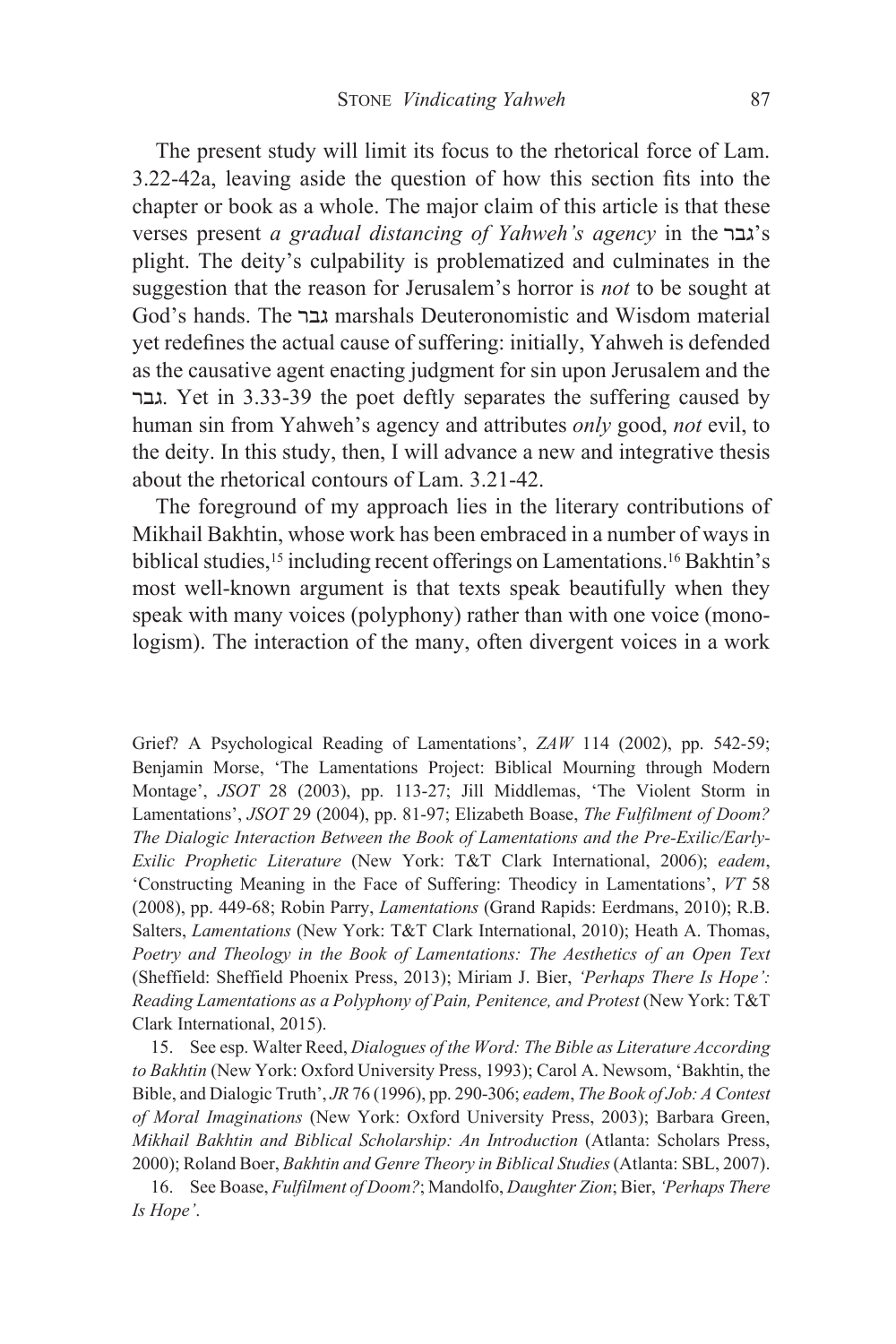The present study will limit its focus to the rhetorical force of Lam. 3.22-42a, leaving aside the question of how this section fits into the chapter or book as a whole. The major claim of this article is that these verses present *a gradual distancing of Yahweh's agency* in the גבר's plight. The deity's culpability is problematized and culminates in the suggestion that the reason for Jerusalem's horror is *not* to be sought at God's hands. The גבר marshals Deuteronomistic and Wisdom material yet redefines the actual cause of suffering: initially, Yahweh is defended as the causative agent enacting judgment for sin upon Jerusalem and the גבר. Yet in 3.33-39 the poet deftly separates the suffering caused by human sin from Yahweh's agency and attributes *only* good, *not* evil, to the deity. In this study, then, I will advance a new and integrative thesis about the rhetorical contours of Lam. 3.21-42.

The foreground of my approach lies in the literary contributions of Mikhail Bakhtin, whose work has been embraced in a number of ways in biblical studies,[15] including recent offerings on Lamentations.[16] Bakhtin's most well-known argument is that texts speak beautifully when they speak with many voices (polyphony) rather than with one voice (monologism). The interaction of the many, often divergent voices in a work

Grief? A Psychological Reading of Lamentations', *ZAW* 114 (2002), pp. 542-59; Benjamin Morse, 'The Lamentations Project: Biblical Mourning through Modern Montage', *JSOT* 28 (2003), pp. 113-27; Jill Middlemas, 'The Violent Storm in Lamentations', *JSOT* 29 (2004), pp. 81-97; Elizabeth Boase, *The Fulfilment of Doom? The Dialogic Interaction Between the Book of Lamentations and the Pre-Exilic/Early-Exilic Prophetic Literature* (New York: T&T Clark International, 2006); *eadem*, 'Constructing Meaning in the Face of Suffering: Theodicy in Lamentations', *VT* 58 (2008), pp. 449-68; Robin Parry, *Lamentations* (Grand Rapids: Eerdmans, 2010); R.B. Salters, *Lamentations* (New York: T&T Clark International, 2010); Heath A. Thomas, *Poetry and Theology in the Book of Lamentations: The Aesthetics of an Open Text* (Sheffield: Sheffield Phoenix Press, 2013); Miriam J. Bier, *'Perhaps There Is Hope': Reading Lamentations as a Polyphony of Pain, Penitence, and Protest* (New York: T&T Clark International, 2015).

15. See esp. Walter Reed, *Dialogues of the Word: The Bible as Literature According to Bakhtin* (New York: Oxford University Press, 1993); Carol A. Newsom, 'Bakhtin, the Bible, and Dialogic Truth', *JR* 76 (1996), pp. 290-306; *eadem*, *The Book of Job: A Contest of Moral Imaginations* (New York: Oxford University Press, 2003); Barbara Green, *Mikhail Bakhtin and Biblical Scholarship: An Introduction* (Atlanta: Scholars Press, 2000); Roland Boer, *Bakhtin and Genre Theory in Biblical Studies* (Atlanta: SBL, 2007).

16. See Boase, *Fulfilment of Doom?*; Mandolfo, *Daughter Zion*; Bier, *'Perhaps There Is Hope'*.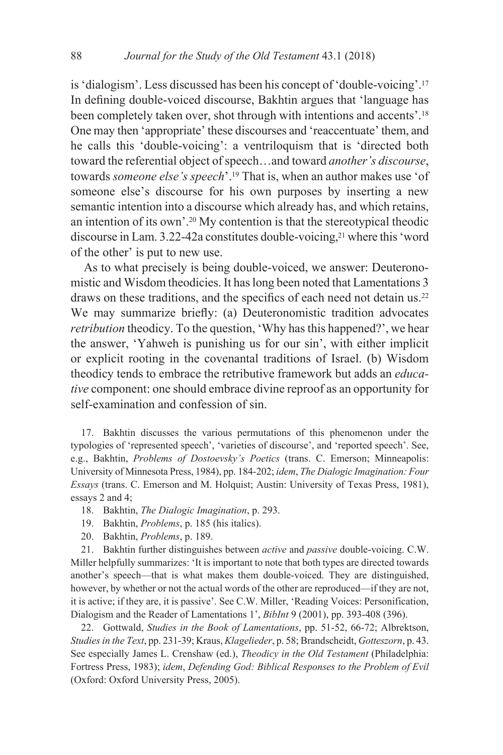is 'dialogism'. Less discussed has been his concept of 'double-voicing'.[17] In defining double-voiced discourse, Bakhtin argues that 'language has been completely taken over, shot through with intentions and accents'.[18] One may then 'appropriate' these discourses and 'reaccentuate' them, and he calls this 'double-voicing': a ventriloquism that is 'directed both toward the referential object of speech…and toward *another's discourse*, towards *someone else's speech*'.[19] That is, when an author makes use 'of someone else's discourse for his own purposes by inserting a new semantic intention into a discourse which already has, and which retains, an intention of its own'.[20] My contention is that the stereotypical theodic discourse in Lam. 3.22-42a constitutes double-voicing,[21] where this 'word of the other' is put to new use.

As to what precisely is being double-voiced, we answer: Deuteronomistic and Wisdom theodicies. It has long been noted that Lamentations 3 draws on these traditions, and the specifics of each need not detain us.[22] We may summarize briefly: (a) Deuteronomistic tradition advocates *retribution* theodicy. To the question, 'Why has this happened?', we hear the answer, 'Yahweh is punishing us for our sin', with either implicit or explicit rooting in the covenantal traditions of Israel. (b) Wisdom theodicy tends to embrace the retributive framework but adds an *educative* component: one should embrace divine reproof as an opportunity for self-examination and confession of sin.

17. Bakhtin discusses the various permutations of this phenomenon under the typologies of 'represented speech', 'varieties of discourse', and 'reported speech'. See, e.g., Bakhtin, *Problems of Dostoevsky's Poetics* (trans. C. Emerson; Minneapolis: University of Minnesota Press, 1984), pp. 184-202; *idem*, *The Dialogic Imagination: Four Essays* (trans. C. Emerson and M. Holquist; Austin: University of Texas Press, 1981), essays 2 and 4;

18. Bakhtin, *The Dialogic Imagination*, p. 293.

19. Bakhtin, *Problems*, p. 185 (his italics).

20. Bakhtin, *Problems*, p. 189.

21. Bakhtin further distinguishes between *active* and *passive* double-voicing. C.W. Miller helpfully summarizes: 'It is important to note that both types are directed towards another's speech—that is what makes them double-voiced. They are distinguished, however, by whether or not the actual words of the other are reproduced—if they are not, it is active; if they are, it is passive'. See C.W. Miller, 'Reading Voices: Personification, Dialogism and the Reader of Lamentations 1', *BibInt* 9 (2001), pp. 393-408 (396).

22. Gottwald, *Studies in the Book of Lamentations*, pp. 51-52, 66-72; Albrektson, *Studies in the Text*, pp. 231-39; Kraus, *Klagelieder*, p. 58; Brandscheidt, *Gotteszorn*, p. 43. See especially James L. Crenshaw (ed.), *Theodicy in the Old Testament* (Philadelphia: Fortress Press, 1983); *idem*, *Defending God: Biblical Responses to the Problem of Evil* (Oxford: Oxford University Press, 2005).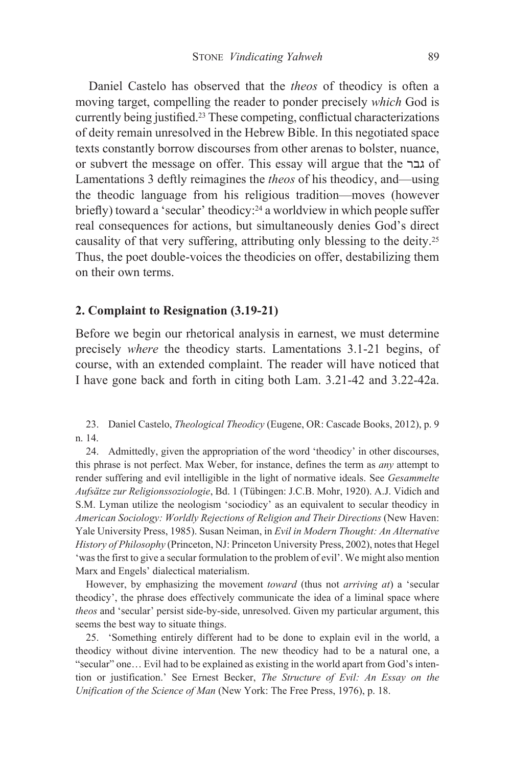Daniel Castelo has observed that the *theos* of theodicy is often a moving target, compelling the reader to ponder precisely *which* God is currently being justified.[23] These competing, conflictual characterizations of deity remain unresolved in the Hebrew Bible. In this negotiated space texts constantly borrow discourses from other arenas to bolster, nuance, or subvert the message on offer. This essay will argue that the גבר of Lamentations 3 deftly reimagines the *theos* of his theodicy, and—using the theodic language from his religious tradition—moves (however briefly) toward a 'secular' theodicy:[24] a worldview in which people suffer real consequences for actions, but simultaneously denies God's direct causality of that very suffering, attributing only blessing to the deity.[25] Thus, the poet double-voices the theodicies on offer, destabilizing them on their own terms.

## 2. Complaint to Resignation (3.19-21)

Before we begin our rhetorical analysis in earnest, we must determine precisely *where* the theodicy starts. Lamentations 3.1-21 begins, of course, with an extended complaint. The reader will have noticed that I have gone back and forth in citing both Lam. 3.21-42 and 3.22-42a.

23. Daniel Castelo, *Theological Theodicy* (Eugene, OR: Cascade Books, 2012), p. 9 n. 14.

24. Admittedly, given the appropriation of the word 'theodicy' in other discourses, this phrase is not perfect. Max Weber, for instance, defines the term as *any* attempt to render suffering and evil intelligible in the light of normative ideals. See *Gesammelte Aufsätze zur Religionssoziologie*, Bd. 1 (Tübingen: J.C.B. Mohr, 1920). A.J. Vidich and S.M. Lyman utilize the neologism 'sociodicy' as an equivalent to secular theodicy in *American Sociology: Worldly Rejections of Religion and Their Directions* (New Haven: Yale University Press, 1985). Susan Neiman, in *Evil in Modern Thought: An Alternative History of Philosophy* (Princeton, NJ: Princeton University Press, 2002), notes that Hegel 'was the first to give a secular formulation to the problem of evil'. We might also mention Marx and Engels' dialectical materialism.

However, by emphasizing the movement *toward* (thus not *arriving at*) a 'secular theodicy', the phrase does effectively communicate the idea of a liminal space where *theos* and 'secular' persist side-by-side, unresolved. Given my particular argument, this seems the best way to situate things.

25. 'Something entirely different had to be done to explain evil in the world, a theodicy without divine intervention. The new theodicy had to be a natural one, a "secular" one… Evil had to be explained as existing in the world apart from God's intention or justification.' See Ernest Becker, *The Structure of Evil: An Essay on the Unification of the Science of Man* (New York: The Free Press, 1976), p. 18.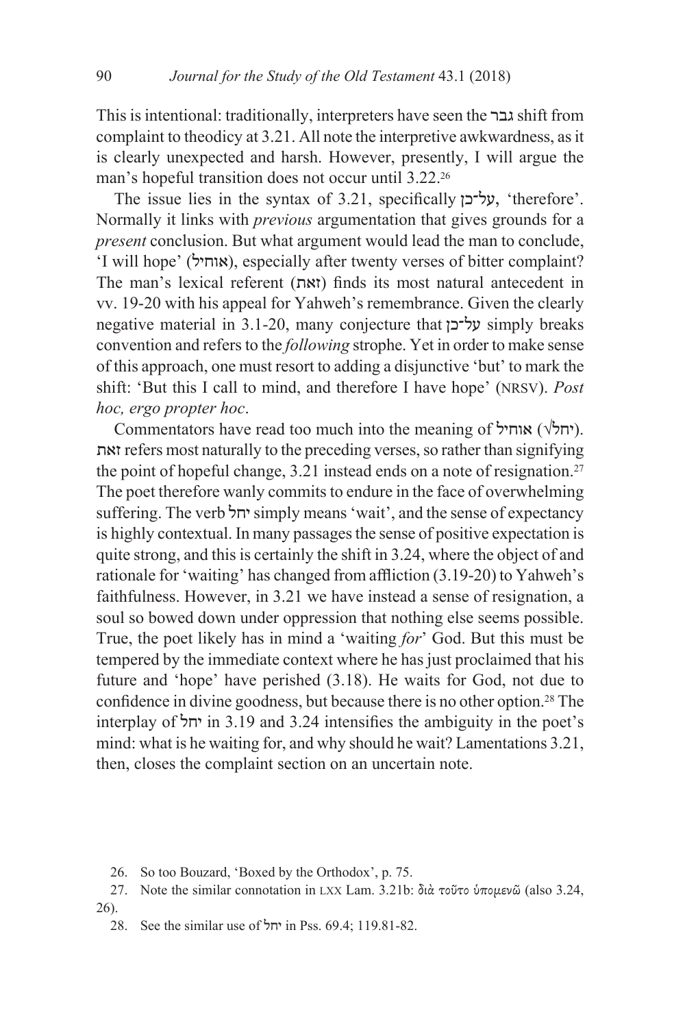This is intentional: traditionally, interpreters have seen the גבר shift from complaint to theodicy at 3.21. All note the interpretive awkwardness, as it is clearly unexpected and harsh. However, presently, I will argue the man's hopeful transition does not occur until 3.22.[26]

The issue lies in the syntax of 3.21, specifically עַל־כֵּן, 'therefore'. Normally it links with *previous* argumentation that gives grounds for a *present* conclusion. But what argument would lead the man to conclude, 'I will hope' (אוחיל), especially after twenty verses of bitter complaint? The man's lexical referent (זאת) finds its most natural antecedent in vv. 19-20 with his appeal for Yahweh's remembrance. Given the clearly negative material in 3.1-20, many conjecture that עַל־כֵּן simply breaks convention and refers to the *following* strophe. Yet in order to make sense of this approach, one must resort to adding a disjunctive 'but' to mark the shift: 'But this I call to mind, and therefore I have hope' (NRSV). *Post hoc, ergo propter hoc*.

Commentators have read too much into the meaning of אוחיל (√יחל). זאת refers most naturally to the preceding verses, so rather than signifying the point of hopeful change, 3.21 instead ends on a note of resignation.[27] The poet therefore wanly commits to endure in the face of overwhelming suffering. The verb יחל simply means 'wait', and the sense of expectancy is highly contextual. In many passages the sense of positive expectation is quite strong, and this is certainly the shift in 3.24, where the object of and rationale for 'waiting' has changed from affliction (3.19-20) to Yahweh's faithfulness. However, in 3.21 we have instead a sense of resignation, a soul so bowed down under oppression that nothing else seems possible. True, the poet likely has in mind a 'waiting *for*' God. But this must be tempered by the immediate context where he has just proclaimed that his future and 'hope' have perished (3.18). He waits for God, not due to confidence in divine goodness, but because there is no other option.[28] The interplay of יחל in 3.19 and 3.24 intensifies the ambiguity in the poet's mind: what is he waiting for, and why should he wait? Lamentations 3.21, then, closes the complaint section on an uncertain note.

---

26. So too Bouzard, 'Boxed by the Orthodox', p. 75.

27. Note the similar connotation in LXX Lam. 3.21b: *διὰ τοῦτο ὑπομενῶ* (also 3.24, 26).

28. See the similar use of יחל in Pss. 69.4; 119.81-82.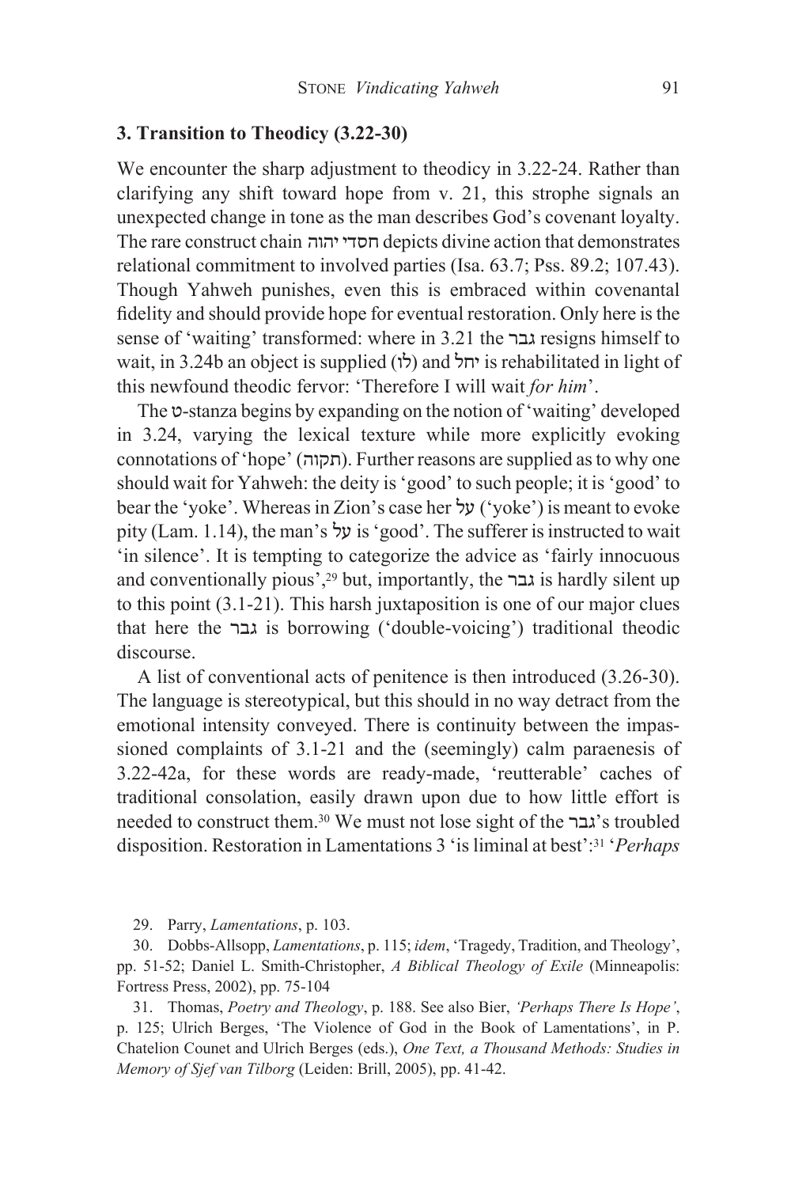### 3. Transition to Theodicy (3.22-30)

We encounter the sharp adjustment to theodicy in 3.22-24. Rather than clarifying any shift toward hope from v. 21, this strophe signals an unexpected change in tone as the man describes God's covenant loyalty. The rare construct chain חסדי יהוה depicts divine action that demonstrates relational commitment to involved parties (Isa. 63.7; Pss. 89.2; 107.43). Though Yahweh punishes, even this is embraced within covenantal fidelity and should provide hope for eventual restoration. Only here is the sense of 'waiting' transformed: where in 3.21 the גבר resigns himself to wait, in 3.24b an object is supplied (לו) and יחל is rehabilitated in light of this newfound theodic fervor: 'Therefore I will wait *for him*'.

The ט-stanza begins by expanding on the notion of 'waiting' developed in 3.24, varying the lexical texture while more explicitly evoking connotations of 'hope' (תקוה). Further reasons are supplied as to why one should wait for Yahweh: the deity is 'good' to such people; it is 'good' to bear the 'yoke'. Whereas in Zion's case her על ('yoke') is meant to evoke pity (Lam. 1.14), the man's על is 'good'. The sufferer is instructed to wait 'in silence'. It is tempting to categorize the advice as 'fairly innocuous and conventionally pious',[29] but, importantly, the גבר is hardly silent up to this point (3.1-21). This harsh juxtaposition is one of our major clues that here the גבר is borrowing ('double-voicing') traditional theodic discourse.

A list of conventional acts of penitence is then introduced (3.26-30). The language is stereotypical, but this should in no way detract from the emotional intensity conveyed. There is continuity between the impassioned complaints of 3.1-21 and the (seemingly) calm paraenesis of 3.22-42a, for these words are ready-made, 'reutterable' caches of traditional consolation, easily drawn upon due to how little effort is needed to construct them.[30] We must not lose sight of the גבר's troubled disposition. Restoration in Lamentations 3 'is liminal at best':[31] '*Perhaps*

---

29. Parry, *Lamentations*, p. 103.

30. Dobbs-Allsopp, *Lamentations*, p. 115; *idem*, 'Tragedy, Tradition, and Theology', pp. 51-52; Daniel L. Smith-Christopher, *A Biblical Theology of Exile* (Minneapolis: Fortress Press, 2002), pp. 75-104

31. Thomas, *Poetry and Theology*, p. 188. See also Bier, *'Perhaps There Is Hope'*, p. 125; Ulrich Berges, 'The Violence of God in the Book of Lamentations', in P. Chatelion Counet and Ulrich Berges (eds.), *One Text, a Thousand Methods: Studies in Memory of Sjef van Tilborg* (Leiden: Brill, 2005), pp. 41-42.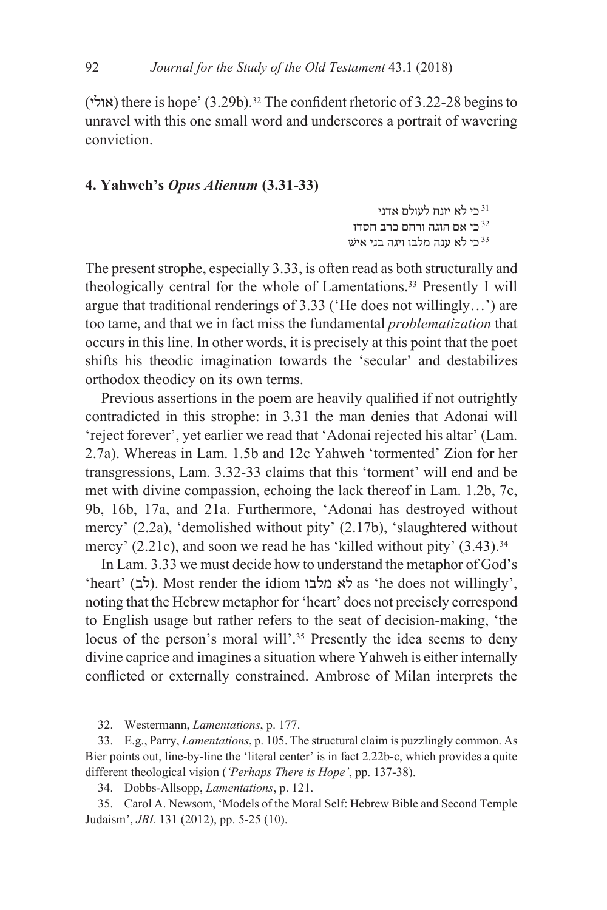(אולי) there is hope' (3.29b).[32] The confident rhetoric of 3.22-28 begins to unravel with this one small word and underscores a portrait of wavering conviction.

## 4. Yahweh's *Opus Alienum* (3.31-33)

[31] כי לא יזנח לעולם אדני  
[32] כי אם הוגה ורחם כרב חסדו  
[33] כי לא ענה מלבו ויגה בני איש

The present strophe, especially 3.33, is often read as both structurally and theologically central for the whole of Lamentations.[33] Presently I will argue that traditional renderings of 3.33 ('He does not willingly…') are too tame, and that we in fact miss the fundamental *problematization* that occurs in this line. In other words, it is precisely at this point that the poet shifts his theodic imagination towards the 'secular' and destabilizes orthodox theodicy on its own terms.

Previous assertions in the poem are heavily qualified if not outrightly contradicted in this strophe: in 3.31 the man denies that Adonai will 'reject forever', yet earlier we read that 'Adonai rejected his altar' (Lam. 2.7a). Whereas in Lam. 1.5b and 12c Yahweh 'tormented' Zion for her transgressions, Lam. 3.32-33 claims that this 'torment' will end and be met with divine compassion, echoing the lack thereof in Lam. 1.2b, 7c, 9b, 16b, 17a, and 21a. Furthermore, 'Adonai has destroyed without mercy' (2.2a), 'demolished without pity' (2.17b), 'slaughtered without mercy' (2.21c), and soon we read he has 'killed without pity' (3.43).[34]

In Lam. 3.33 we must decide how to understand the metaphor of God's 'heart' (לב). Most render the idiom לא מלבו as 'he does not willingly', noting that the Hebrew metaphor for 'heart' does not precisely correspond to English usage but rather refers to the seat of decision-making, 'the locus of the person's moral will'.[35] Presently the idea seems to deny divine caprice and imagines a situation where Yahweh is either internally conflicted or externally constrained. Ambrose of Milan interprets the

32. Westermann, *Lamentations*, p. 177.

33. E.g., Parry, *Lamentations*, p. 105. The structural claim is puzzlingly common. As Bier points out, line-by-line the 'literal center' is in fact 2.22b-c, which provides a quite different theological vision (*'Perhaps There is Hope'*, pp. 137-38).

34. Dobbs-Allsopp, *Lamentations*, p. 121.

35. Carol A. Newsom, 'Models of the Moral Self: Hebrew Bible and Second Temple Judaism', *JBL* 131 (2012), pp. 5-25 (10).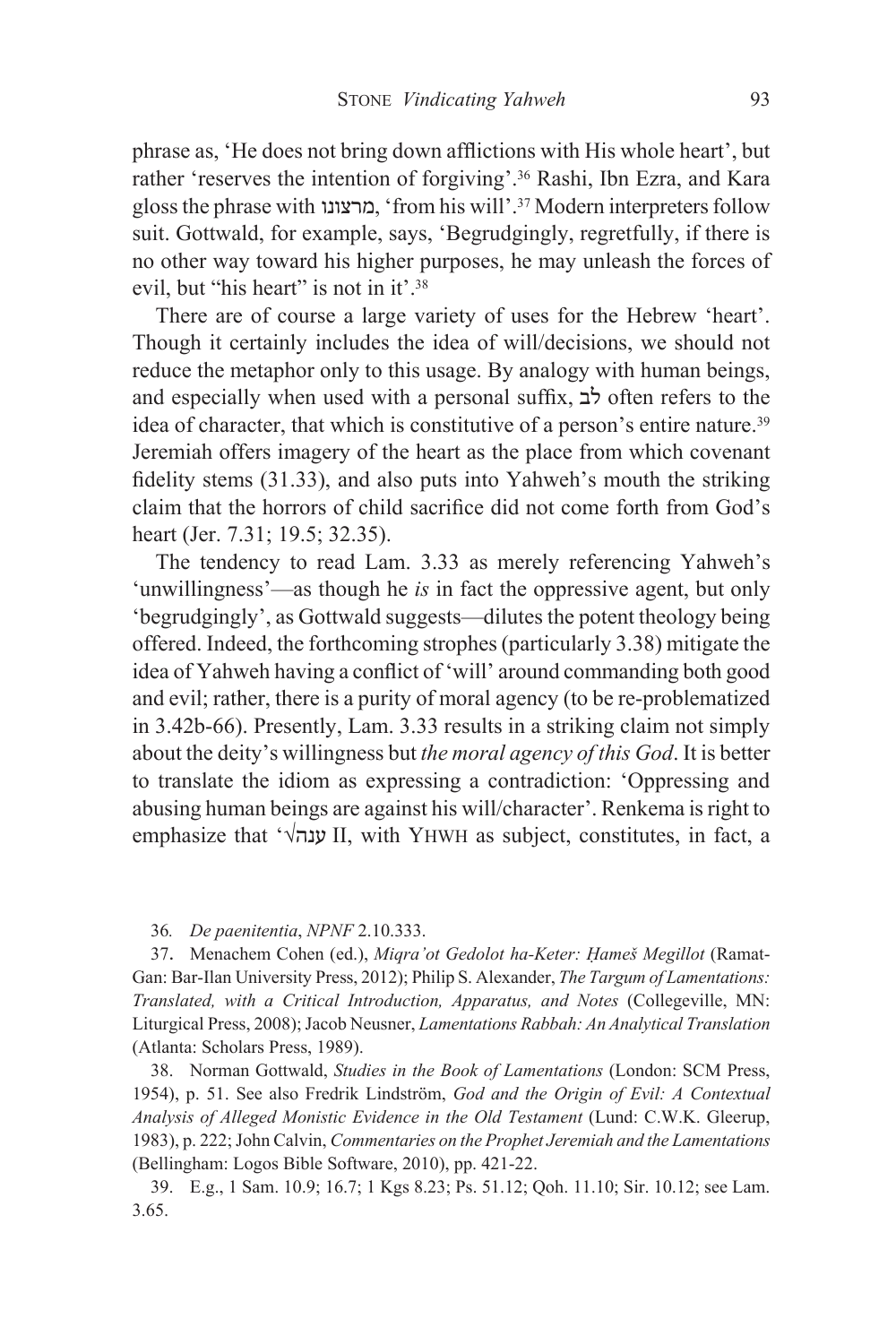phrase as, 'He does not bring down afflictions with His whole heart', but rather 'reserves the intention of forgiving'.[36] Rashi, Ibn Ezra, and Kara gloss the phrase with מרצונו, 'from his will'.[37] Modern interpreters follow suit. Gottwald, for example, says, 'Begrudgingly, regretfully, if there is no other way toward his higher purposes, he may unleash the forces of evil, but "his heart" is not in it'.[38]

There are of course a large variety of uses for the Hebrew 'heart'. Though it certainly includes the idea of will/decisions, we should not reduce the metaphor only to this usage. By analogy with human beings, and especially when used with a personal suffix, לב often refers to the idea of character, that which is constitutive of a person's entire nature.[39] Jeremiah offers imagery of the heart as the place from which covenant fidelity stems (31.33), and also puts into Yahweh's mouth the striking claim that the horrors of child sacrifice did not come forth from God's heart (Jer. 7.31; 19.5; 32.35).

The tendency to read Lam. 3.33 as merely referencing Yahweh's 'unwillingness'—as though he *is* in fact the oppressive agent, but only 'begrudgingly', as Gottwald suggests—dilutes the potent theology being offered. Indeed, the forthcoming strophes (particularly 3.38) mitigate the idea of Yahweh having a conflict of 'will' around commanding both good and evil; rather, there is a purity of moral agency (to be re-problematized in 3.42b-66). Presently, Lam. 3.33 results in a striking claim not simply about the deity's willingness but *the moral agency of this God*. It is better to translate the idiom as expressing a contradiction: 'Oppressing and abusing human beings are against his will/character'. Renkema is right to emphasize that '√ענה II, with YHWH as subject, constitutes, in fact, a

36. *De paenitentia*, *NPNF* 2.10.333.

37. Menachem Cohen (ed.), *Miqra'ot Gedolot ha-Keter: Ḥameš Megillot* (Ramat-Gan: Bar-Ilan University Press, 2012); Philip S. Alexander, *The Targum of Lamentations: Translated, with a Critical Introduction, Apparatus, and Notes* (Collegeville, MN: Liturgical Press, 2008); Jacob Neusner, *Lamentations Rabbah: An Analytical Translation* (Atlanta: Scholars Press, 1989).

38. Norman Gottwald, *Studies in the Book of Lamentations* (London: SCM Press, 1954), p. 51. See also Fredrik Lindström, *God and the Origin of Evil: A Contextual Analysis of Alleged Monistic Evidence in the Old Testament* (Lund: C.W.K. Gleerup, 1983), p. 222; John Calvin, *Commentaries on the Prophet Jeremiah and the Lamentations* (Bellingham: Logos Bible Software, 2010), pp. 421-22.

39. E.g., 1 Sam. 10.9; 16.7; 1 Kgs 8.23; Ps. 51.12; Qoh. 11.10; Sir. 10.12; see Lam. 3.65.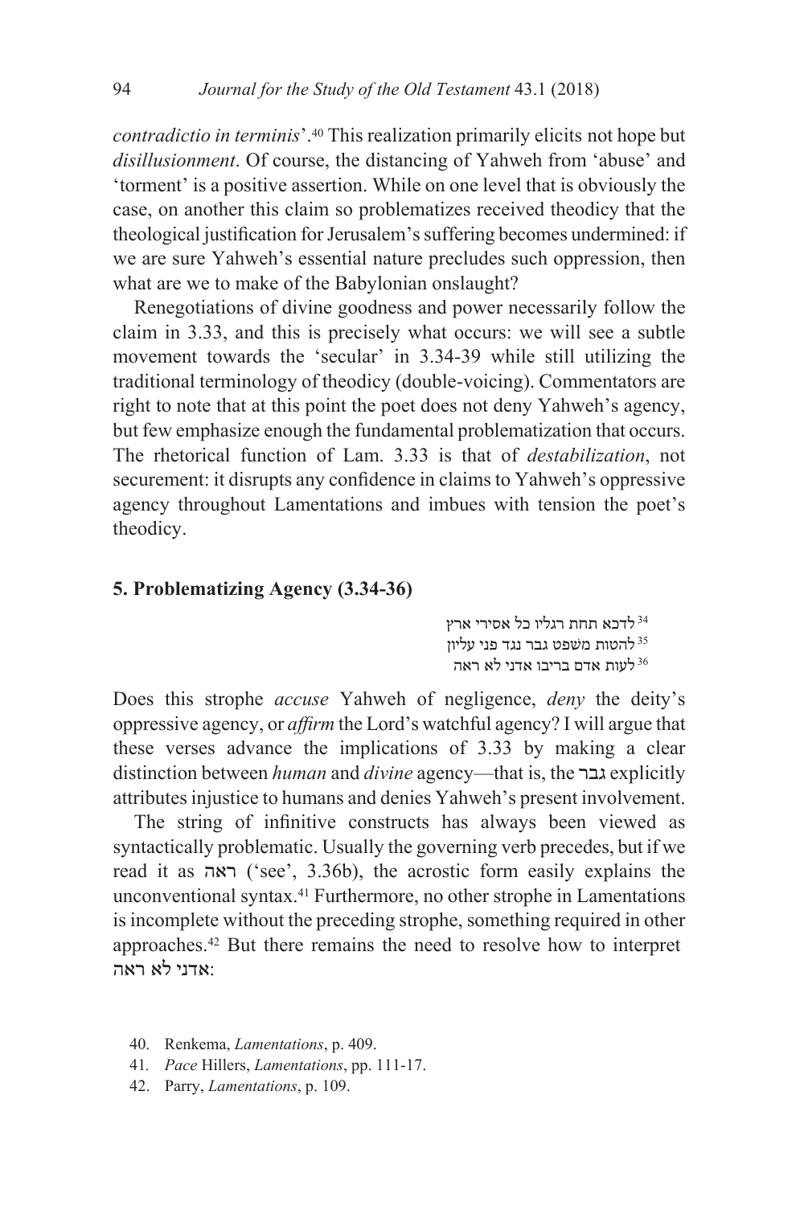*contradictio in terminis*'.[40] This realization primarily elicits not hope but *disillusionment*. Of course, the distancing of Yahweh from 'abuse' and 'torment' is a positive assertion. While on one level that is obviously the case, on another this claim so problematizes received theodicy that the theological justification for Jerusalem's suffering becomes undermined: if we are sure Yahweh's essential nature precludes such oppression, then what are we to make of the Babylonian onslaught?

Renegotiations of divine goodness and power necessarily follow the claim in 3.33, and this is precisely what occurs: we will see a subtle movement towards the 'secular' in 3.34-39 while still utilizing the traditional terminology of theodicy (double-voicing). Commentators are right to note that at this point the poet does not deny Yahweh's agency, but few emphasize enough the fundamental problematization that occurs. The rhetorical function of Lam. 3.33 is that of *destabilization*, not securement: it disrupts any confidence in claims to Yahweh's oppressive agency throughout Lamentations and imbues with tension the poet's theodicy.

## 5. Problematizing Agency (3.34-36)

34 לדכא תחת רגליו כל אסירי ארץ
35 להטות משפט גבר נגד פני עליון
36 לעות אדם בריבו אדני לא ראה

Does this strophe *accuse* Yahweh of negligence, *deny* the deity's oppressive agency, or *affirm* the Lord's watchful agency? I will argue that these verses advance the implications of 3.33 by making a clear distinction between *human* and *divine* agency—that is, the גבר explicitly attributes injustice to humans and denies Yahweh's present involvement.

The string of infinitive constructs has always been viewed as syntactically problematic. Usually the governing verb precedes, but if we read it as ראה ('see', 3.36b), the acrostic form easily explains the unconventional syntax.[41] Furthermore, no other strophe in Lamentations is incomplete without the preceding strophe, something required in other approaches.[42] But there remains the need to resolve how to interpret אדני לא ראה:

40. Renkema, *Lamentations*, p. 409.

41. *Pace* Hillers, *Lamentations*, pp. 111-17.

42. Parry, *Lamentations*, p. 109.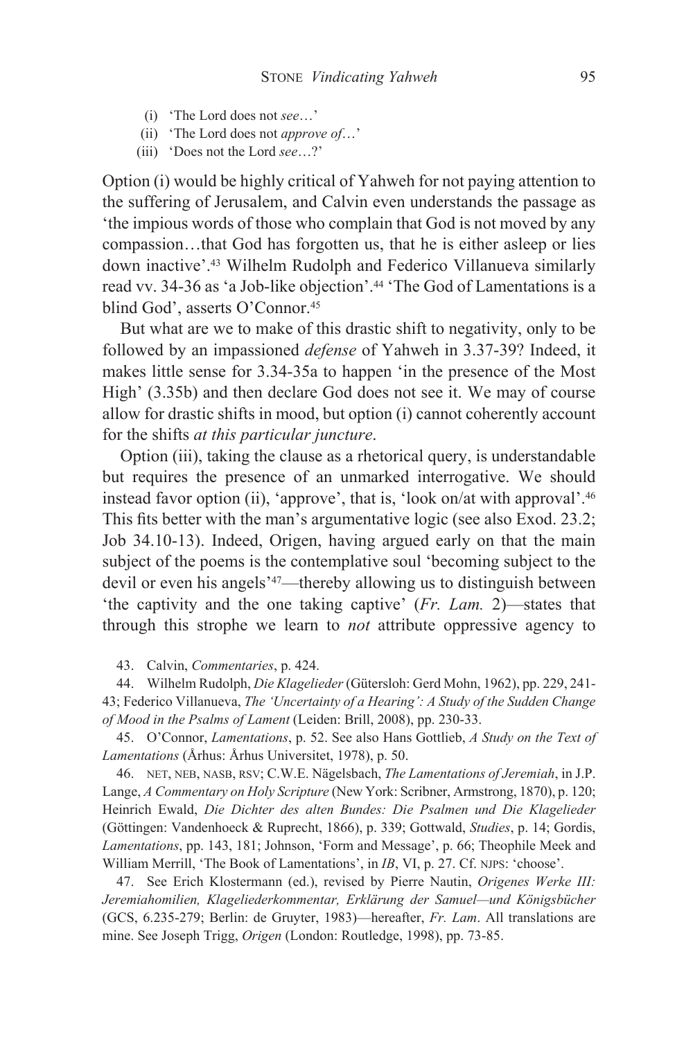(i) 'The Lord does not *see*…'
(ii) 'The Lord does not *approve of*…'
(iii) 'Does not the Lord *see*…?'

Option (i) would be highly critical of Yahweh for not paying attention to the suffering of Jerusalem, and Calvin even understands the passage as 'the impious words of those who complain that God is not moved by any compassion…that God has forgotten us, that he is either asleep or lies down inactive'.[43] Wilhelm Rudolph and Federico Villanueva similarly read vv. 34-36 as 'a Job-like objection'.[44] 'The God of Lamentations is a blind God', asserts O'Connor.[45]

But what are we to make of this drastic shift to negativity, only to be followed by an impassioned *defense* of Yahweh in 3.37-39? Indeed, it makes little sense for 3.34-35a to happen 'in the presence of the Most High' (3.35b) and then declare God does not see it. We may of course allow for drastic shifts in mood, but option (i) cannot coherently account for the shifts *at this particular juncture*.

Option (iii), taking the clause as a rhetorical query, is understandable but requires the presence of an unmarked interrogative. We should instead favor option (ii), 'approve', that is, 'look on/at with approval'.[46] This fits better with the man's argumentative logic (see also Exod. 23.2; Job 34.10-13). Indeed, Origen, having argued early on that the main subject of the poems is the contemplative soul 'becoming subject to the devil or even his angels'[47]—thereby allowing us to distinguish between 'the captivity and the one taking captive' (*Fr. Lam.* 2)—states that through this strophe we learn to *not* attribute oppressive agency to

43. Calvin, *Commentaries*, p. 424.

44. Wilhelm Rudolph, *Die Klagelieder* (Gütersloh: Gerd Mohn, 1962), pp. 229, 241-43; Federico Villanueva, *The 'Uncertainty of a Hearing': A Study of the Sudden Change of Mood in the Psalms of Lament* (Leiden: Brill, 2008), pp. 230-33.

45. O'Connor, *Lamentations*, p. 52. See also Hans Gottlieb, *A Study on the Text of Lamentations* (Århus: Århus Universitet, 1978), p. 50.

46. NET, NEB, NASB, RSV; C.W.E. Nägelsbach, *The Lamentations of Jeremiah*, in J.P. Lange, *A Commentary on Holy Scripture* (New York: Scribner, Armstrong, 1870), p. 120; Heinrich Ewald, *Die Dichter des alten Bundes: Die Psalmen und Die Klagelieder* (Göttingen: Vandenhoeck & Ruprecht, 1866), p. 339; Gottwald, *Studies*, p. 14; Gordis, *Lamentations*, pp. 143, 181; Johnson, 'Form and Message', p. 66; Theophile Meek and William Merrill, 'The Book of Lamentations', in *IB*, VI, p. 27. Cf. NJPS: 'choose'.

47. See Erich Klostermann (ed.), revised by Pierre Nautin, *Origenes Werke III: Jeremiahomilien, Klageliederkommentar, Erklärung der Samuel—und Königsbücher* (GCS, 6.235-279; Berlin: de Gruyter, 1983)—hereafter, *Fr. Lam*. All translations are mine. See Joseph Trigg, *Origen* (London: Routledge, 1998), pp. 73-85.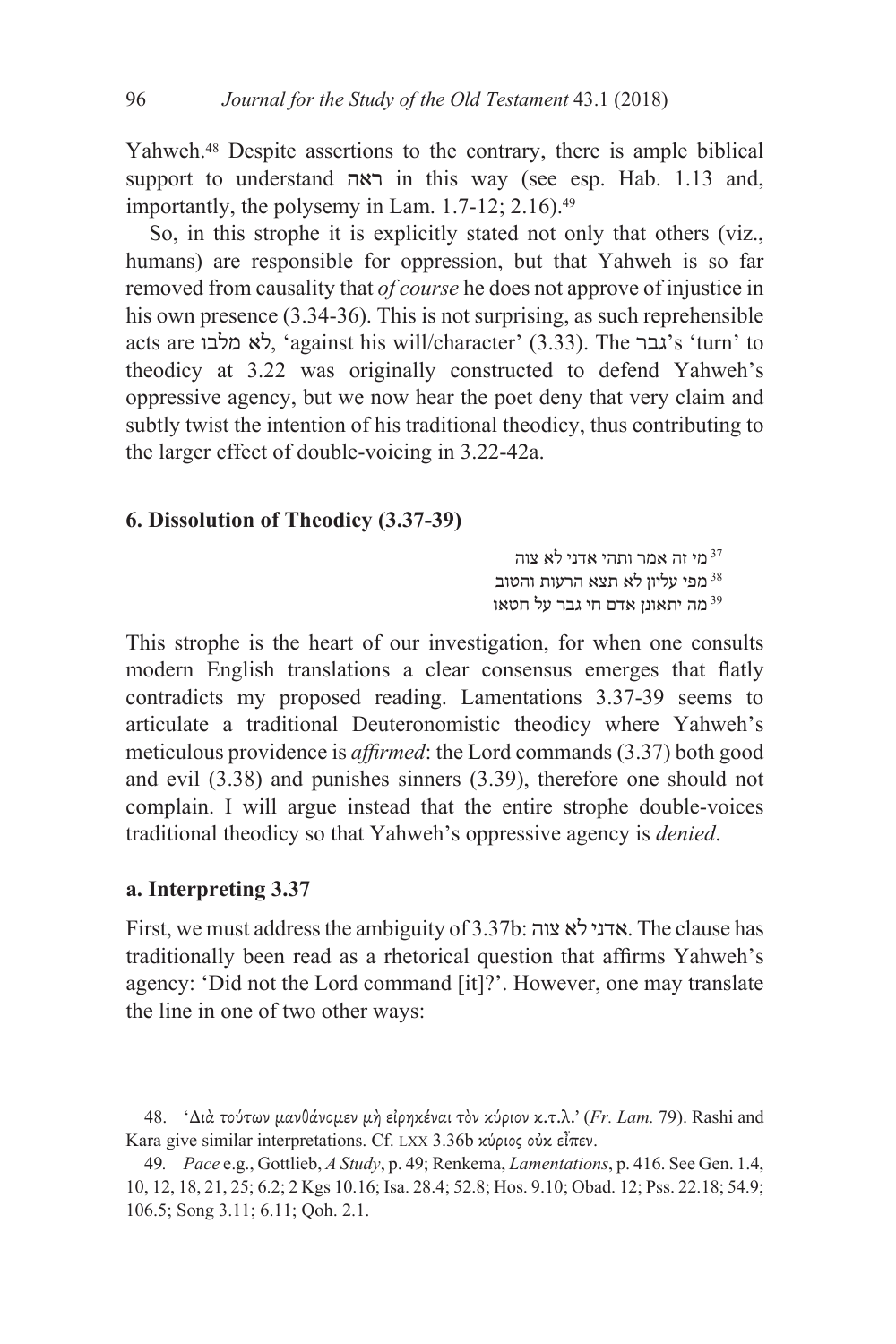Yahweh.[48] Despite assertions to the contrary, there is ample biblical support to understand ראה in this way (see esp. Hab. 1.13 and, importantly, the polysemy in Lam. 1.7-12; 2.16).[49]

So, in this strophe it is explicitly stated not only that others (viz., humans) are responsible for oppression, but that Yahweh is so far removed from causality that *of course* he does not approve of injustice in his own presence (3.34-36). This is not surprising, as such reprehensible acts are לא מלבו, 'against his will/character' (3.33). The גבר's 'turn' to theodicy at 3.22 was originally constructed to defend Yahweh's oppressive agency, but we now hear the poet deny that very claim and subtly twist the intention of his traditional theodicy, thus contributing to the larger effect of double-voicing in 3.22-42a.

### 6. Dissolution of Theodicy (3.37-39)

[37] מי זה אמר ותהי אדני לא צוה
[38] מפי עליון לא תצא הרעות והטוב
[39] מה יתאונן אדם חי גבר על חטאו

This strophe is the heart of our investigation, for when one consults modern English translations a clear consensus emerges that flatly contradicts my proposed reading. Lamentations 3.37-39 seems to articulate a traditional Deuteronomistic theodicy where Yahweh's meticulous providence is *affirmed*: the Lord commands (3.37) both good and evil (3.38) and punishes sinners (3.39), therefore one should not complain. I will argue instead that the entire strophe double-voices traditional theodicy so that Yahweh's oppressive agency is *denied*.

#### a. Interpreting 3.37

First, we must address the ambiguity of 3.37b: אדני לא צוה. The clause has traditionally been read as a rhetorical question that affirms Yahweh's agency: 'Did not the Lord command [it]?'. However, one may translate the line in one of two other ways:

---

48. 'Διὰ τούτων μανθάνομεν μὴ εἰρηκέναι τὸν κύριον κ.τ.λ.' (*Fr. Lam.* 79). Rashi and Kara give similar interpretations. Cf. LXX 3.36b κύριος οὐκ εἶπεν.

49. *Pace* e.g., Gottlieb, *A Study*, p. 49; Renkema, *Lamentations*, p. 416. See Gen. 1.4, 10, 12, 18, 21, 25; 6.2; 2 Kgs 10.16; Isa. 28.4; 52.8; Hos. 9.10; Obad. 12; Pss. 22.18; 54.9; 106.5; Song 3.11; 6.11; Qoh. 2.1.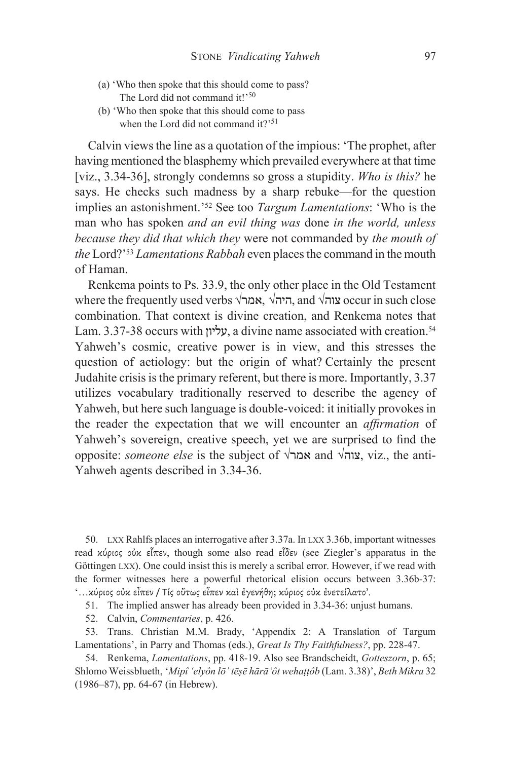(a) 'Who then spoke that this should come to pass?
   The Lord did not command it!'[50]

(b) 'Who then spoke that this should come to pass
   when the Lord did not command it?'[51]

Calvin views the line as a quotation of the impious: 'The prophet, after having mentioned the blasphemy which prevailed everywhere at that time [viz., 3.34-36], strongly condemns so gross a stupidity. *Who is this?* he says. He checks such madness by a sharp rebuke—for the question implies an astonishment.'[52] See too *Targum Lamentations*: 'Who is the man who has spoken *and an evil thing was* done *in the world, unless because they did that which they* were not commanded by *the mouth of the* Lord?'[53] *Lamentations Rabbah* even places the command in the mouth of Haman.

Renkema points to Ps. 33.9, the only other place in the Old Testament where the frequently used verbs √אמר, √היה, and √צוה occur in such close combination. That context is divine creation, and Renkema notes that Lam. 3.37-38 occurs with עליון, a divine name associated with creation.[54] Yahweh's cosmic, creative power is in view, and this stresses the question of aetiology: but the origin of what? Certainly the present Judahite crisis is the primary referent, but there is more. Importantly, 3.37 utilizes vocabulary traditionally reserved to describe the agency of Yahweh, but here such language is double-voiced: it initially provokes in the reader the expectation that we will encounter an *affirmation* of Yahweh's sovereign, creative speech, yet we are surprised to find the opposite: *someone else* is the subject of √אמר and √צוה, viz., the anti-Yahweh agents described in 3.34-36.

50. LXX Rahlfs places an interrogative after 3.37a. In LXX 3.36b, important witnesses read κύριος οὐκ εἶπεν, though some also read εἶδεν (see Ziegler's apparatus in the Göttingen LXX). One could insist this is merely a scribal error. However, if we read with the former witnesses here a powerful rhetorical elision occurs between 3.36b-37: '…κύριος οὐκ εἶπεν / Τίς οὕτως εἶπεν καὶ ἐγενήθη; κύριος οὐκ ἐνετείλατο'.

51. The implied answer has already been provided in 3.34-36: unjust humans.

52. Calvin, *Commentaries*, p. 426.

53. Trans. Christian M.M. Brady, 'Appendix 2: A Translation of Targum Lamentations', in Parry and Thomas (eds.), *Great Is Thy Faithfulness?*, pp. 228-47.

54. Renkema, *Lamentations*, pp. 418-19. Also see Brandscheidt, *Gotteszorn*, p. 65; Shlomo Weissblueth, '*Mipî 'elyôn lō' tēṣē hārā'ôt wehaṭṭôb* (Lam. 3.38)', *Beth Mikra* 32 (1986–87), pp. 64-67 (in Hebrew).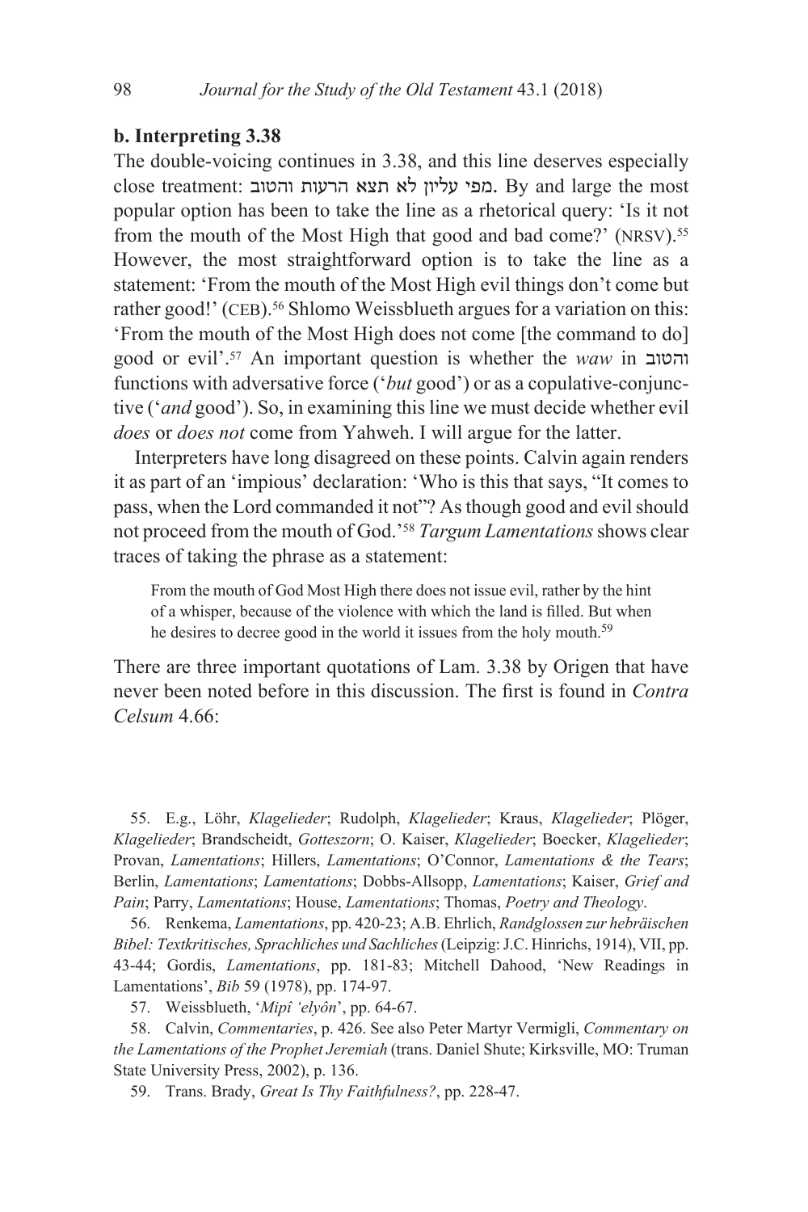### b. Interpreting 3.38

The double-voicing continues in 3.38, and this line deserves especially close treatment: מפי עליון לא תצא הרעות והטוב. By and large the most popular option has been to take the line as a rhetorical query: 'Is it not from the mouth of the Most High that good and bad come?' (NRSV).[55] However, the most straightforward option is to take the line as a statement: 'From the mouth of the Most High evil things don't come but rather good!' (CEB).[56] Shlomo Weissblueth argues for a variation on this: 'From the mouth of the Most High does not come [the command to do] good or evil'.[57] An important question is whether the *waw* in והטוב functions with adversative force ('*but* good') or as a copulative-conjunctive ('*and* good'). So, in examining this line we must decide whether evil *does* or *does not* come from Yahweh. I will argue for the latter.

Interpreters have long disagreed on these points. Calvin again renders it as part of an 'impious' declaration: 'Who is this that says, "It comes to pass, when the Lord commanded it not"? As though good and evil should not proceed from the mouth of God.'[58] *Targum Lamentations* shows clear traces of taking the phrase as a statement:

> From the mouth of God Most High there does not issue evil, rather by the hint of a whisper, because of the violence with which the land is filled. But when he desires to decree good in the world it issues from the holy mouth.[59]

There are three important quotations of Lam. 3.38 by Origen that have never been noted before in this discussion. The first is found in *Contra Celsum* 4.66:

---

55. E.g., Löhr, *Klagelieder*; Rudolph, *Klagelieder*; Kraus, *Klagelieder*; Plöger, *Klagelieder*; Brandscheidt, *Gotteszorn*; O. Kaiser, *Klagelieder*; Boecker, *Klagelieder*; Provan, *Lamentations*; Hillers, *Lamentations*; O'Connor, *Lamentations & the Tears*; Berlin, *Lamentations*; *Lamentations*; Dobbs-Allsopp, *Lamentations*; Kaiser, *Grief and Pain*; Parry, *Lamentations*; House, *Lamentations*; Thomas, *Poetry and Theology*.

56. Renkema, *Lamentations*, pp. 420-23; A.B. Ehrlich, *Randglossen zur hebräischen Bibel: Textkritisches, Sprachliches und Sachliches* (Leipzig: J.C. Hinrichs, 1914), VII, pp. 43-44; Gordis, *Lamentations*, pp. 181-83; Mitchell Dahood, 'New Readings in Lamentations', *Bib* 59 (1978), pp. 174-97.

57. Weissblueth, '*Mipî 'elyôn*', pp. 64-67.

58. Calvin, *Commentaries*, p. 426. See also Peter Martyr Vermigli, *Commentary on the Lamentations of the Prophet Jeremiah* (trans. Daniel Shute; Kirksville, MO: Truman State University Press, 2002), p. 136.

59. Trans. Brady, *Great Is Thy Faithfulness?*, pp. 228-47.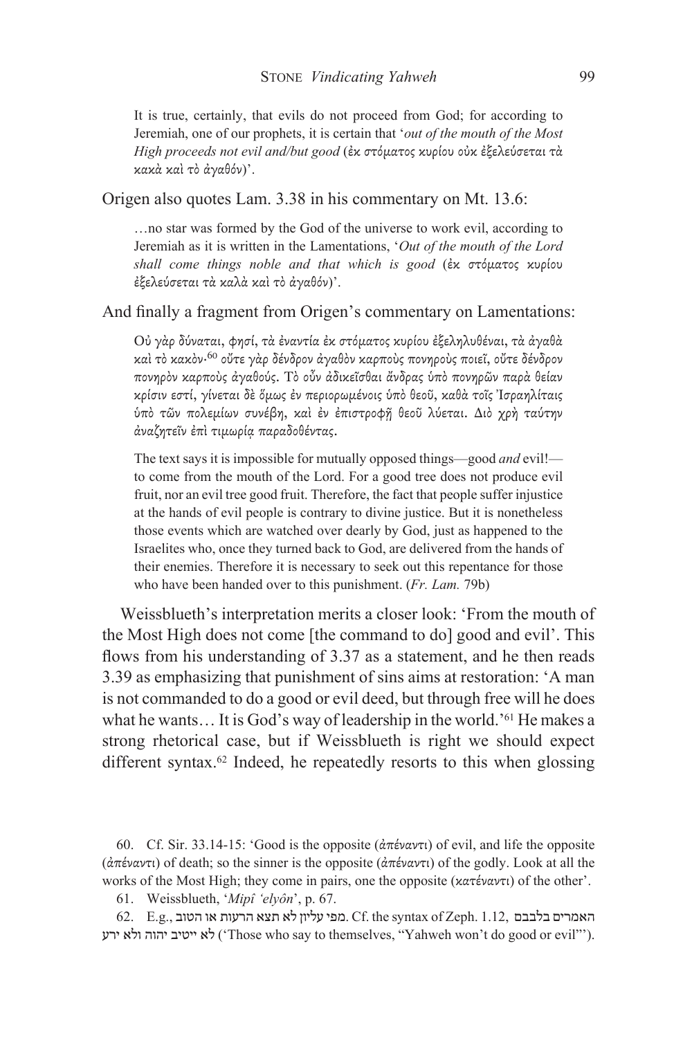It is true, certainly, that evils do not proceed from God; for according to Jeremiah, one of our prophets, it is certain that '*out of the mouth of the Most High proceeds not evil and/but good* (ἐκ στόματος κυρίου οὐκ ἐξελεύσεται τὰ κακὰ καὶ τὸ ἀγαθόν)'.

Origen also quotes Lam. 3.38 in his commentary on Mt. 13.6:

> …no star was formed by the God of the universe to work evil, according to Jeremiah as it is written in the Lamentations, '*Out of the mouth of the Lord shall come things noble and that which is good* (ἐκ στόματος κυρίου ἐξελεύσεται τὰ καλὰ καὶ τὸ ἀγαθόν)'.

And finally a fragment from Origen's commentary on Lamentations:

> Οὐ γὰρ δύναται, φησί, τὰ ἐναντία ἐκ στόματος κυρίου ἐξεληλυθέναι, τὰ ἀγαθὰ καὶ τὸ κακόν·[60] οὔτε γὰρ δένδρον ἀγαθὸν καρποὺς πονηροὺς ποιεῖ, οὔτε δένδρον πονηρὸν καρποὺς ἀγαθούς. Τὸ οὖν ἀδικεῖσθαι ἄνδρας ὑπὸ πονηρῶν παρὰ θείαν κρίσιν εστί, γίνεται δὲ ὅμως ἐν περιορωμένοις ὑπὸ θεοῦ, καθὰ τοῖς Ἰσραηλίταις ὑπὸ τῶν πολεμίων συνέβη, καὶ ἐν ἐπιστροφῇ θεοῦ λύεται. Διὸ χρὴ ταύτην ἀναζητεῖν ἐπὶ τιμωρίᾳ παραδοθέντας.
>
> The text says it is impossible for mutually opposed things—good *and* evil!—to come from the mouth of the Lord. For a good tree does not produce evil fruit, nor an evil tree good fruit. Therefore, the fact that people suffer injustice at the hands of evil people is contrary to divine justice. But it is nonetheless those events which are watched over dearly by God, just as happened to the Israelites who, once they turned back to God, are delivered from the hands of their enemies. Therefore it is necessary to seek out this repentance for those who have been handed over to this punishment. (*Fr. Lam.* 79b)

Weissblueth's interpretation merits a closer look: 'From the mouth of the Most High does not come [the command to do] good and evil'. This flows from his understanding of 3.37 as a statement, and he then reads 3.39 as emphasizing that punishment of sins aims at restoration: 'A man is not commanded to do a good or evil deed, but through free will he does what he wants… It is God's way of leadership in the world.'[61] He makes a strong rhetorical case, but if Weissblueth is right we should expect different syntax.[62] Indeed, he repeatedly resorts to this when glossing

60. Cf. Sir. 33.14-15: 'Good is the opposite (ἀπέναντι) of evil, and life the opposite (ἀπέναντι) of death; so the sinner is the opposite (ἀπέναντι) of the godly. Look at all the works of the Most High; they come in pairs, one the opposite (κατέναντι) of the other'.

61. Weissblueth, '*Mipî 'elyôn*', p. 67.

62. E.g., מפי עליון לא תצא הרעות או הטוב. Cf. the syntax of Zeph. 1.12, האמרים בלבבם לא ייטיב יהוה ולא ירע ('Those who say to themselves, "Yahweh won't do good or evil"').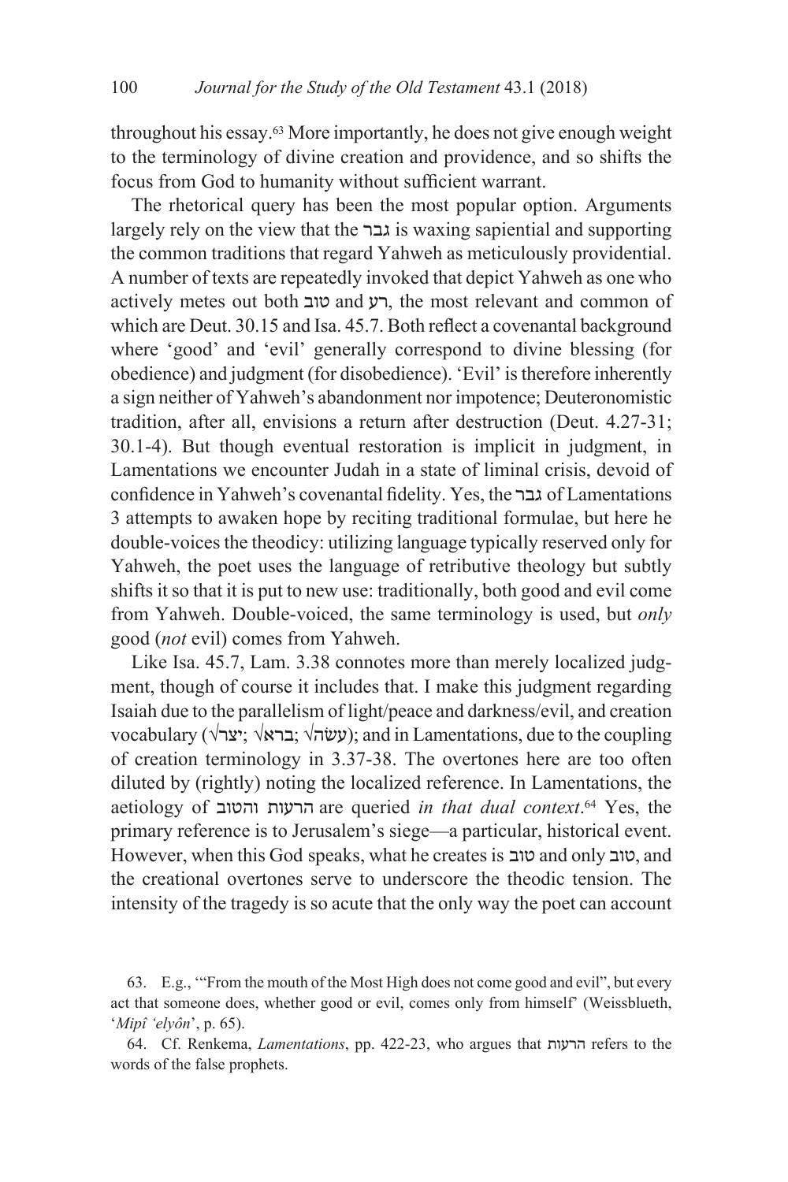throughout his essay.[63] More importantly, he does not give enough weight to the terminology of divine creation and providence, and so shifts the focus from God to humanity without sufficient warrant.

The rhetorical query has been the most popular option. Arguments largely rely on the view that the גבר is waxing sapiential and supporting the common traditions that regard Yahweh as meticulously providential. A number of texts are repeatedly invoked that depict Yahweh as one who actively metes out both טוב and רע, the most relevant and common of which are Deut. 30.15 and Isa. 45.7. Both reflect a covenantal background where 'good' and 'evil' generally correspond to divine blessing (for obedience) and judgment (for disobedience). 'Evil' is therefore inherently a sign neither of Yahweh's abandonment nor impotence; Deuteronomistic tradition, after all, envisions a return after destruction (Deut. 4.27-31; 30.1-4). But though eventual restoration is implicit in judgment, in Lamentations we encounter Judah in a state of liminal crisis, devoid of confidence in Yahweh's covenantal fidelity. Yes, the גבר of Lamentations 3 attempts to awaken hope by reciting traditional formulae, but here he double-voices the theodicy: utilizing language typically reserved only for Yahweh, the poet uses the language of retributive theology but subtly shifts it so that it is put to new use: traditionally, both good and evil come from Yahweh. Double-voiced, the same terminology is used, but *only* good (*not* evil) comes from Yahweh.

Like Isa. 45.7, Lam. 3.38 connotes more than merely localized judgment, though of course it includes that. I make this judgment regarding Isaiah due to the parallelism of light/peace and darkness/evil, and creation vocabulary (√יצר; √ברא; √עשׂה); and in Lamentations, due to the coupling of creation terminology in 3.37-38. The overtones here are too often diluted by (rightly) noting the localized reference. In Lamentations, the aetiology of הרעות והטוב are queried *in that dual context*.[64] Yes, the primary reference is to Jerusalem's siege—a particular, historical event. However, when this God speaks, what he creates is טוב and only טוב, and the creational overtones serve to underscore the theodic tension. The intensity of the tragedy is so acute that the only way the poet can account

63. E.g., '"From the mouth of the Most High does not come good and evil", but every act that someone does, whether good or evil, comes only from himself' (Weissblueth, '*Mipî 'elyôn*', p. 65).

64. Cf. Renkema, *Lamentations*, pp. 422-23, who argues that הרעות refers to the words of the false prophets.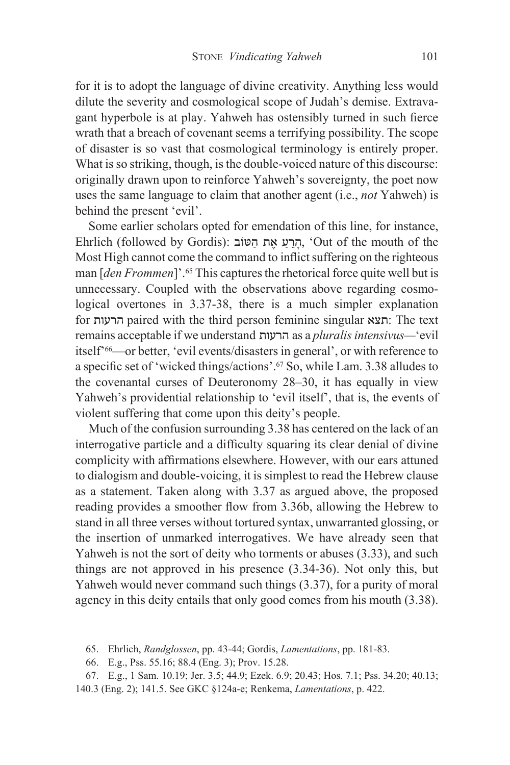for it is to adopt the language of divine creativity. Anything less would dilute the severity and cosmological scope of Judah's demise. Extravagant hyperbole is at play. Yahweh has ostensibly turned in such fierce wrath that a breach of covenant seems a terrifying possibility. The scope of disaster is so vast that cosmological terminology is entirely proper. What is so striking, though, is the double-voiced nature of this discourse: originally drawn upon to reinforce Yahweh's sovereignty, the poet now uses the same language to claim that another agent (i.e., *not* Yahweh) is behind the present 'evil'.

Some earlier scholars opted for emendation of this line, for instance, Ehrlich (followed by Gordis): הָרַע אֶת הַטּוֹב, 'Out of the mouth of the Most High cannot come the command to inflict suffering on the righteous man [*den Frommen*]'.[65] This captures the rhetorical force quite well but is unnecessary. Coupled with the observations above regarding cosmological overtones in 3.37-38, there is a much simpler explanation for הרעות paired with the third person feminine singular תצא: The text remains acceptable if we understand הרעות as a *pluralis intensivus*—'evil itself'[66]—or better, 'evil events/disasters in general', or with reference to a specific set of 'wicked things/actions'.[67] So, while Lam. 3.38 alludes to the covenantal curses of Deuteronomy 28–30, it has equally in view Yahweh's providential relationship to 'evil itself', that is, the events of violent suffering that come upon this deity's people.

Much of the confusion surrounding 3.38 has centered on the lack of an interrogative particle and a difficulty squaring its clear denial of divine complicity with affirmations elsewhere. However, with our ears attuned to dialogism and double-voicing, it is simplest to read the Hebrew clause as a statement. Taken along with 3.37 as argued above, the proposed reading provides a smoother flow from 3.36b, allowing the Hebrew to stand in all three verses without tortured syntax, unwarranted glossing, or the insertion of unmarked interrogatives. We have already seen that Yahweh is not the sort of deity who torments or abuses (3.33), and such things are not approved in his presence (3.34-36). Not only this, but Yahweh would never command such things (3.37), for a purity of moral agency in this deity entails that only good comes from his mouth (3.38).

65. Ehrlich, *Randglossen*, pp. 43-44; Gordis, *Lamentations*, pp. 181-83.

66. E.g., Pss. 55.16; 88.4 (Eng. 3); Prov. 15.28.

67. E.g., 1 Sam. 10.19; Jer. 3.5; 44.9; Ezek. 6.9; 20.43; Hos. 7.1; Pss. 34.20; 40.13; 140.3 (Eng. 2); 141.5. See GKC §124a-e; Renkema, *Lamentations*, p. 422.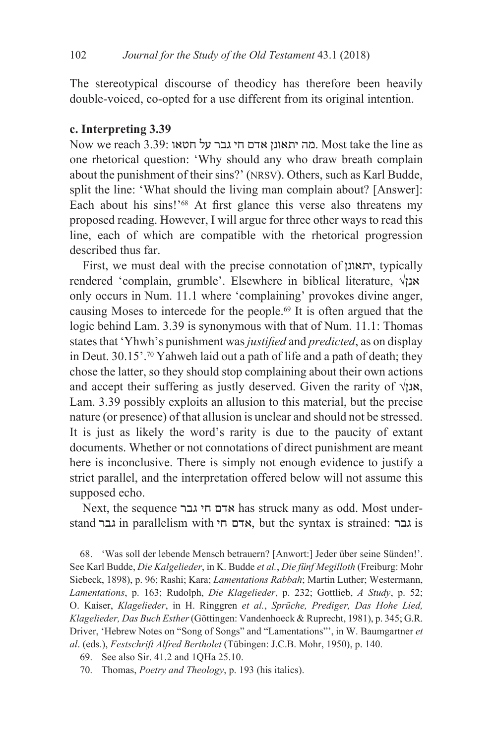The stereotypical discourse of theodicy has therefore been heavily double-voiced, co-opted for a use different from its original intention.

### c. Interpreting 3.39

Now we reach 3.39: מה יתאונן אדם חי גבר על חטאו. Most take the line as one rhetorical question: 'Why should any who draw breath complain about the punishment of their sins?' (NRSV). Others, such as Karl Budde, split the line: 'What should the living man complain about? [Answer]: Each about his sins!'[68] At first glance this verse also threatens my proposed reading. However, I will argue for three other ways to read this line, each of which are compatible with the rhetorical progression described thus far.

First, we must deal with the precise connotation of יתאונן, typically rendered 'complain, grumble'. Elsewhere in biblical literature, √אנן only occurs in Num. 11.1 where 'complaining' provokes divine anger, causing Moses to intercede for the people.[69] It is often argued that the logic behind Lam. 3.39 is synonymous with that of Num. 11.1: Thomas states that 'Yhwh's punishment was *justified* and *predicted*, as on display in Deut. 30.15'.[70] Yahweh laid out a path of life and a path of death; they chose the latter, so they should stop complaining about their own actions and accept their suffering as justly deserved. Given the rarity of √אנן, Lam. 3.39 possibly exploits an allusion to this material, but the precise nature (or presence) of that allusion is unclear and should not be stressed. It is just as likely the word's rarity is due to the paucity of extant documents. Whether or not connotations of direct punishment are meant here is inconclusive. There is simply not enough evidence to justify a strict parallel, and the interpretation offered below will not assume this supposed echo.

Next, the sequence אדם חי גבר has struck many as odd. Most understand גבר in parallelism with אדם חי, but the syntax is strained: גבר is

68. 'Was soll der lebende Mensch betrauern? [Anwort:] Jeder über seine Sünden!'. See Karl Budde, *Die Kalgelieder*, in K. Budde *et al.*, *Die fünf Megilloth* (Freiburg: Mohr Siebeck, 1898), p. 96; Rashi; Kara; *Lamentations Rabbah*; Martin Luther; Westermann, *Lamentations*, p. 163; Rudolph, *Die Klagelieder*, p. 232; Gottlieb, *A Study*, p. 52; O. Kaiser, *Klagelieder*, in H. Ringgren *et al.*, *Sprüche, Prediger, Das Hohe Lied, Klagelieder, Das Buch Esther* (Göttingen: Vandenhoeck & Ruprecht, 1981), p. 345; G.R. Driver, 'Hebrew Notes on "Song of Songs" and "Lamentations"', in W. Baumgartner *et al*. (eds.), *Festschrift Alfred Bertholet* (Tübingen: J.C.B. Mohr, 1950), p. 140.

69. See also Sir. 41.2 and 1QHa 25.10.

70. Thomas, *Poetry and Theology*, p. 193 (his italics).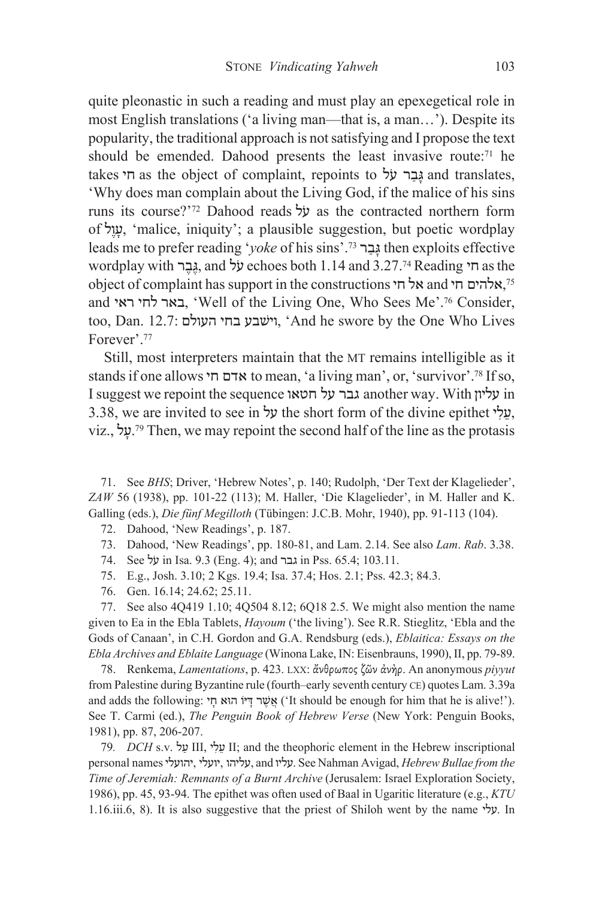quite pleonastic in such a reading and must play an epexegetical role in most English translations ('a living man—that is, a man…'). Despite its popularity, the traditional approach is not satisfying and I propose the text should be emended. Dahood presents the least invasive route:[71] he takes חי as the object of complaint, repoints to גְּבַר עֹל and translates, 'Why does man complain about the Living God, if the malice of his sins runs its course?'[72] Dahood reads עֹל as the contracted northern form of עָוֶל, 'malice, iniquity'; a plausible suggestion, but poetic wordplay leads me to prefer reading '*yoke* of his sins'.[73] גְּבַר then exploits effective wordplay with גֶּבֶר, and עֹל echoes both 1.14 and 3.27.[74] Reading חי as the object of complaint has support in the constructions אל חי and אלהים חי,[75] and באר לחי ראי, 'Well of the Living One, Who Sees Me'.[76] Consider, too, Dan. 12.7: וישבע בחי העולם, 'And he swore by the One Who Lives Forever'.[77]

Still, most interpreters maintain that the MT remains intelligible as it stands if one allows אדם חי to mean, 'a living man', or, 'survivor'.[78] If so, I suggest we repoint the sequence גבר על חטאו another way. With עליון in 3.38, we are invited to see in על the short form of the divine epithet עֵלִי, viz., עָל.[79] Then, we may repoint the second half of the line as the protasis

71. See *BHS*; Driver, 'Hebrew Notes', p. 140; Rudolph, 'Der Text der Klagelieder', *ZAW* 56 (1938), pp. 101-22 (113); M. Haller, 'Die Klagelieder', in M. Haller and K. Galling (eds.), *Die fünf Megilloth* (Tübingen: J.C.B. Mohr, 1940), pp. 91-113 (104).

72. Dahood, 'New Readings', p. 187.

73. Dahood, 'New Readings', pp. 180-81, and Lam. 2.14. See also *Lam. Rab*. 3.38.

74. See עֹל in Isa. 9.3 (Eng. 4); and גבר in Pss. 65.4; 103.11.

75. E.g., Josh. 3.10; 2 Kgs. 19.4; Isa. 37.4; Hos. 2.1; Pss. 42.3; 84.3.

76. Gen. 16.14; 24.62; 25.11.

77. See also 4Q419 1.10; 4Q504 8.12; 6Q18 2.5. We might also mention the name given to Ea in the Ebla Tablets, *Hayoum* ('the living'). See R.R. Stieglitz, 'Ebla and the Gods of Canaan', in C.H. Gordon and G.A. Rendsburg (eds.), *Eblaitica: Essays on the Ebla Archives and Eblaite Language* (Winona Lake, IN: Eisenbrauns, 1990), II, pp. 79-89.

78. Renkema, *Lamentations*, p. 423. LXX: ἄνθρωπος ζῶν ἀνὴρ. An anonymous *piyyut* from Palestine during Byzantine rule (fourth–early seventh century CE) quotes Lam. 3.39a and adds the following: אֲשֶׁר דַּיּוֹ הוּא חָי ('It should be enough for him that he is alive!'). See T. Carmi (ed.), *The Penguin Book of Hebrew Verse* (New York: Penguin Books, 1981), pp. 87, 206-207.

79. *DCH* s.v. על III, עֵלִי II; and the theophoric element in the Hebrew inscriptional personal names יהועלי, יועלי, עליהו, and עליו. See Nahman Avigad, *Hebrew Bullae from the Time of Jeremiah: Remnants of a Burnt Archive* (Jerusalem: Israel Exploration Society, 1986), pp. 45, 93-94. The epithet was often used of Baal in Ugaritic literature (e.g., *KTU* 1.16.iii.6, 8). It is also suggestive that the priest of Shiloh went by the name עלי. In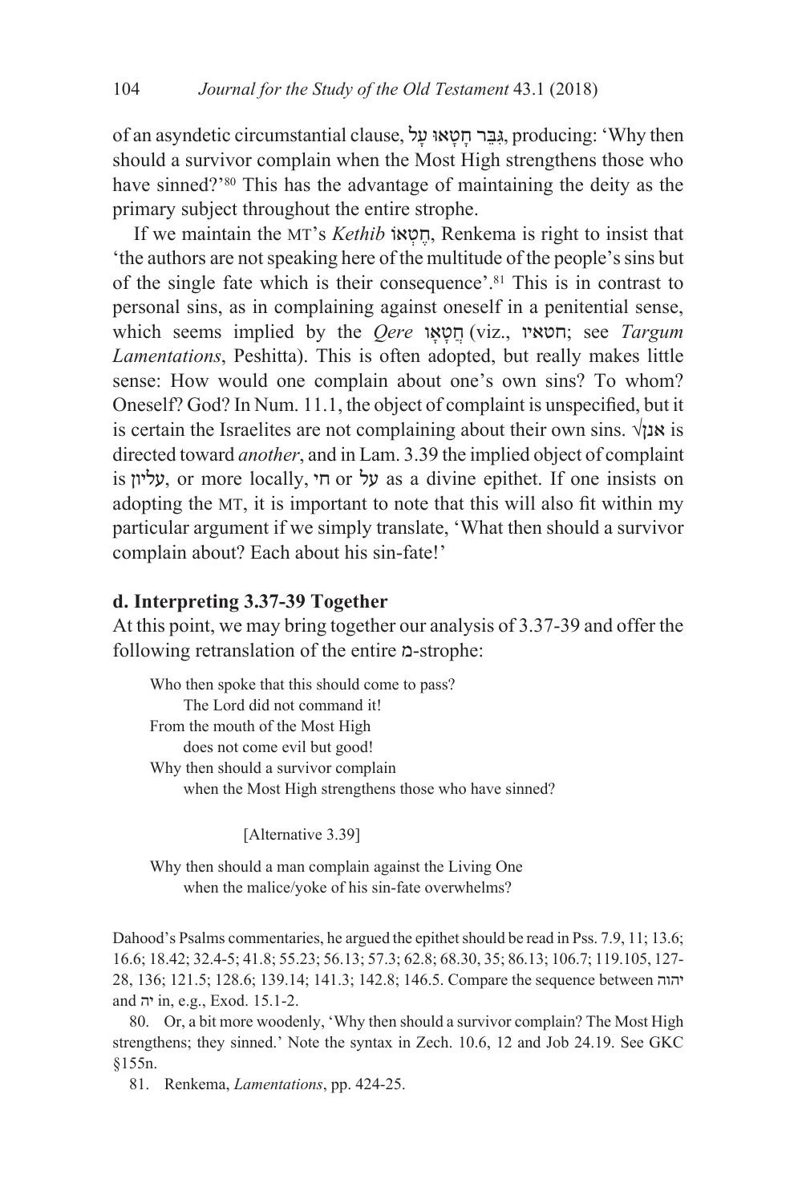of an asyndetic circumstantial clause, גִּבֵּר חָטָאוּ עָל, producing: 'Why then should a survivor complain when the Most High strengthens those who have sinned?'[80] This has the advantage of maintaining the deity as the primary subject throughout the entire strophe.

If we maintain the MT's *Kethib* חֶטְאוֹ, Renkema is right to insist that 'the authors are not speaking here of the multitude of the people's sins but of the single fate which is their consequence'.[81] This is in contrast to personal sins, as in complaining against oneself in a penitential sense, which seems implied by the *Qere* חֲטָאָו (viz., חטאיו; see *Targum Lamentations*, Peshitta). This is often adopted, but really makes little sense: How would one complain about one's own sins? To whom? Oneself? God? In Num. 11.1, the object of complaint is unspecified, but it is certain the Israelites are not complaining about their own sins. √אנן is directed toward *another*, and in Lam. 3.39 the implied object of complaint is עליון, or more locally, חי or על as a divine epithet. If one insists on adopting the MT, it is important to note that this will also fit within my particular argument if we simply translate, 'What then should a survivor complain about? Each about his sin-fate!'

### d. Interpreting 3.37-39 Together

At this point, we may bring together our analysis of 3.37-39 and offer the following retranslation of the entire מ-strophe:

> Who then spoke that this should come to pass?
> The Lord did not command it!
> From the mouth of the Most High
> does not come evil but good!
> Why then should a survivor complain
> when the Most High strengthens those who have sinned?
>
> [Alternative 3.39]
>
> Why then should a man complain against the Living One
> when the malice/yoke of his sin-fate overwhelms?

Dahood's Psalms commentaries, he argued the epithet should be read in Pss. 7.9, 11; 13.6; 16.6; 18.42; 32.4-5; 41.8; 55.23; 56.13; 57.3; 62.8; 68.30, 35; 86.13; 106.7; 119.105, 127-28, 136; 121.5; 128.6; 139.14; 141.3; 142.8; 146.5. Compare the sequence between יהוה and יה in, e.g., Exod. 15.1-2.

80. Or, a bit more woodenly, 'Why then should a survivor complain? The Most High strengthens; they sinned.' Note the syntax in Zech. 10.6, 12 and Job 24.19. See GKC §155n.

81. Renkema, *Lamentations*, pp. 424-25.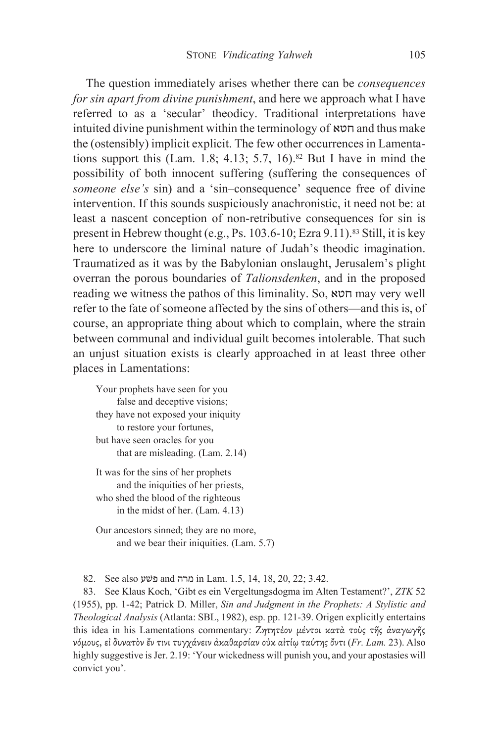The question immediately arises whether there can be *consequences for sin apart from divine punishment*, and here we approach what I have referred to as a 'secular' theodicy. Traditional interpretations have intuited divine punishment within the terminology of חטא and thus make the (ostensibly) implicit explicit. The few other occurrences in Lamentations support this (Lam. 1.8; 4.13; 5.7, 16).[82] But I have in mind the possibility of both innocent suffering (suffering the consequences of *someone else's* sin) and a 'sin–consequence' sequence free of divine intervention. If this sounds suspiciously anachronistic, it need not be: at least a nascent conception of non-retributive consequences for sin is present in Hebrew thought (e.g., Ps. 103.6-10; Ezra 9.11).[83] Still, it is key here to underscore the liminal nature of Judah's theodic imagination. Traumatized as it was by the Babylonian onslaught, Jerusalem's plight overran the porous boundaries of *Talionsdenken*, and in the proposed reading we witness the pathos of this liminality. So, חטא may very well refer to the fate of someone affected by the sins of others—and this is, of course, an appropriate thing about which to complain, where the strain between communal and individual guilt becomes intolerable. That such an unjust situation exists is clearly approached in at least three other places in Lamentations:

> Your prophets have seen for you
> false and deceptive visions;
> they have not exposed your iniquity
> to restore your fortunes,
> but have seen oracles for you
> that are misleading. (Lam. 2.14)

> It was for the sins of her prophets
> and the iniquities of her priests,
> who shed the blood of the righteous
> in the midst of her. (Lam. 4.13)

> Our ancestors sinned; they are no more,
> and we bear their iniquities. (Lam. 5.7)

---

82. See also פשע and מרה in Lam. 1.5, 14, 18, 20, 22; 3.42.

83. See Klaus Koch, 'Gibt es ein Vergeltungsdogma im Alten Testament?', *ZTK* 52 (1955), pp. 1-42; Patrick D. Miller, *Sin and Judgment in the Prophets: A Stylistic and Theological Analysis* (Atlanta: SBL, 1982), esp. pp. 121-39. Origen explicitly entertains this idea in his Lamentations commentary: Ζητητέον μέντοι κατὰ τοὺς τῆς ἀναγωγῆς νόμους, εἰ δυνατὸν ἔν τινι τυγχάνειν ἀκαθαρσίαν οὐκ αἰτίῳ ταύτης ὄντι (*Fr. Lam.* 23). Also highly suggestive is Jer. 2.19: 'Your wickedness will punish you, and your apostasies will convict you'.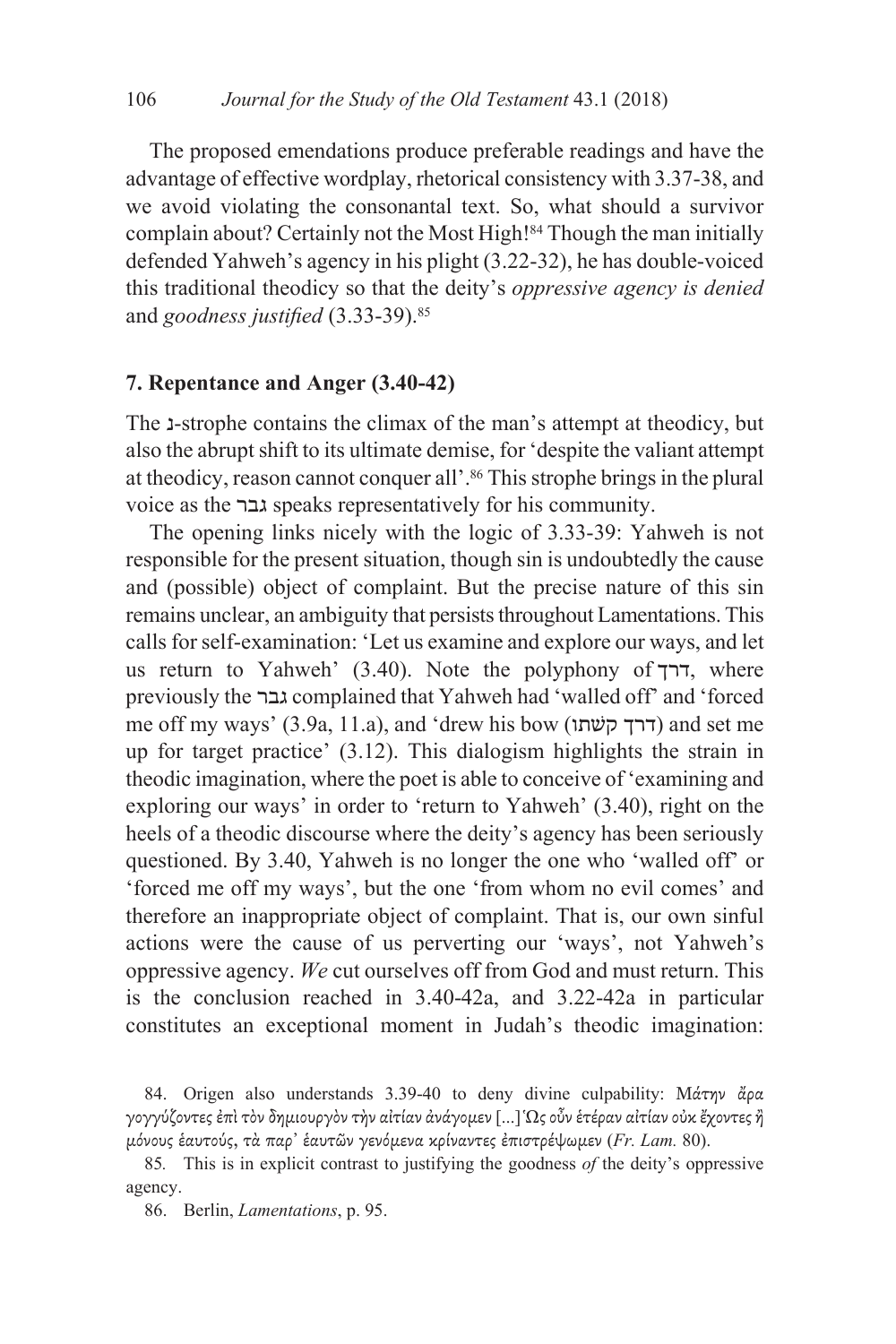The proposed emendations produce preferable readings and have the advantage of effective wordplay, rhetorical consistency with 3.37-38, and we avoid violating the consonantal text. So, what should a survivor complain about? Certainly not the Most High![84] Though the man initially defended Yahweh's agency in his plight (3.22-32), he has double-voiced this traditional theodicy so that the deity's *oppressive agency is denied* and *goodness justified* (3.33-39).[85]

## 7. Repentance and Anger (3.40-42)

The נ-strophe contains the climax of the man's attempt at theodicy, but also the abrupt shift to its ultimate demise, for 'despite the valiant attempt at theodicy, reason cannot conquer all'.[86] This strophe brings in the plural voice as the גבר speaks representatively for his community.

The opening links nicely with the logic of 3.33-39: Yahweh is not responsible for the present situation, though sin is undoubtedly the cause and (possible) object of complaint. But the precise nature of this sin remains unclear, an ambiguity that persists throughout Lamentations. This calls for self-examination: 'Let us examine and explore our ways, and let us return to Yahweh' (3.40). Note the polyphony of דרך, where previously the גבר complained that Yahweh had 'walled off' and 'forced me off my ways' (3.9a, 11.a), and 'drew his bow (דרך קשתו) and set me up for target practice' (3.12). This dialogism highlights the strain in theodic imagination, where the poet is able to conceive of 'examining and exploring our ways' in order to 'return to Yahweh' (3.40), right on the heels of a theodic discourse where the deity's agency has been seriously questioned. By 3.40, Yahweh is no longer the one who 'walled off' or 'forced me off my ways', but the one 'from whom no evil comes' and therefore an inappropriate object of complaint. That is, our own sinful actions were the cause of us perverting our 'ways', not Yahweh's oppressive agency. *We* cut ourselves off from God and must return. This is the conclusion reached in 3.40-42a, and 3.22-42a in particular constitutes an exceptional moment in Judah's theodic imagination:

84. Origen also understands 3.39-40 to deny divine culpability: Μάτην ἄρα γογγύζοντες ἐπὶ τὸν δημιουργὸν τὴν αἰτίαν ἀνάγομεν [...] Ὡς οὖν ἑτέραν αἰτίαν οὐκ ἔχοντες ἢ μόνους ἑαυτούς, τὰ παρ᾽ ἑαυτῶν γενόμενα κρίναντες ἐπιστρέψωμεν (*Fr. Lam.* 80).

85. This is in explicit contrast to justifying the goodness *of* the deity's oppressive agency.

86. Berlin, *Lamentations*, p. 95.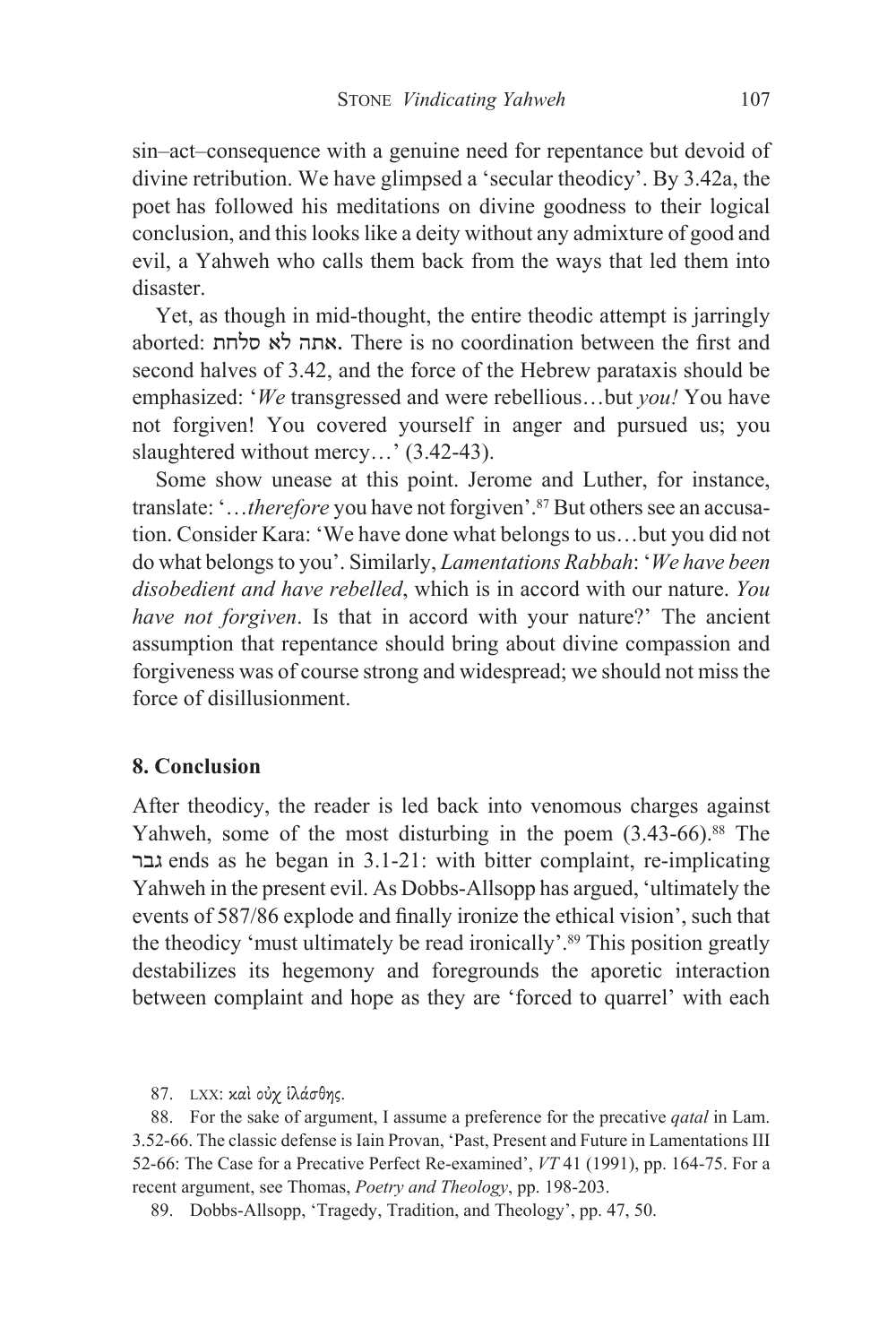sin–act–consequence with a genuine need for repentance but devoid of divine retribution. We have glimpsed a 'secular theodicy'. By 3.42a, the poet has followed his meditations on divine goodness to their logical conclusion, and this looks like a deity without any admixture of good and evil, a Yahweh who calls them back from the ways that led them into disaster.

Yet, as though in mid-thought, the entire theodic attempt is jarringly aborted: אתה לא סלחת. There is no coordination between the first and second halves of 3.42, and the force of the Hebrew parataxis should be emphasized: '*We* transgressed and were rebellious…but *you!* You have not forgiven! You covered yourself in anger and pursued us; you slaughtered without mercy…' (3.42-43).

Some show unease at this point. Jerome and Luther, for instance, translate: '…*therefore* you have not forgiven'.[87] But others see an accusation. Consider Kara: 'We have done what belongs to us…but you did not do what belongs to you'. Similarly, *Lamentations Rabbah*: '*We have been disobedient and have rebelled*, which is in accord with our nature. *You have not forgiven*. Is that in accord with your nature?' The ancient assumption that repentance should bring about divine compassion and forgiveness was of course strong and widespread; we should not miss the force of disillusionment.

## 8. Conclusion

After theodicy, the reader is led back into venomous charges against Yahweh, some of the most disturbing in the poem (3.43-66).[88] The גבר ends as he began in 3.1-21: with bitter complaint, re-implicating Yahweh in the present evil. As Dobbs-Allsopp has argued, 'ultimately the events of 587/86 explode and finally ironize the ethical vision', such that the theodicy 'must ultimately be read ironically'.[89] This position greatly destabilizes its hegemony and foregrounds the aporetic interaction between complaint and hope as they are 'forced to quarrel' with each

87. LXX: καὶ οὐχ ἱλάσθης.

88. For the sake of argument, I assume a preference for the precative *qatal* in Lam. 3.52-66. The classic defense is Iain Provan, 'Past, Present and Future in Lamentations III 52-66: The Case for a Precative Perfect Re-examined', *VT* 41 (1991), pp. 164-75. For a recent argument, see Thomas, *Poetry and Theology*, pp. 198-203.

89. Dobbs-Allsopp, 'Tragedy, Tradition, and Theology', pp. 47, 50.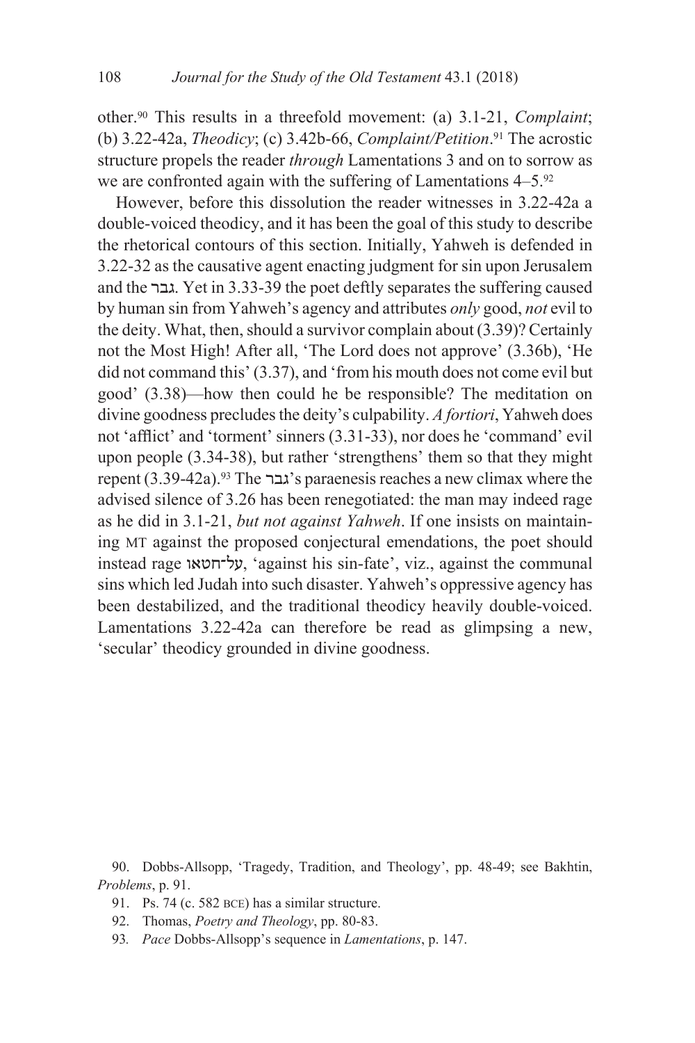other.[90] This results in a threefold movement: (a) 3.1-21, *Complaint*; (b) 3.22-42a, *Theodicy*; (c) 3.42b-66, *Complaint/Petition*.[91] The acrostic structure propels the reader *through* Lamentations 3 and on to sorrow as we are confronted again with the suffering of Lamentations 4–5.[92]

However, before this dissolution the reader witnesses in 3.22-42a a double-voiced theodicy, and it has been the goal of this study to describe the rhetorical contours of this section. Initially, Yahweh is defended in 3.22-32 as the causative agent enacting judgment for sin upon Jerusalem and the גבר. Yet in 3.33-39 the poet deftly separates the suffering caused by human sin from Yahweh's agency and attributes *only* good, *not* evil to the deity. What, then, should a survivor complain about (3.39)? Certainly not the Most High! After all, 'The Lord does not approve' (3.36b), 'He did not command this' (3.37), and 'from his mouth does not come evil but good' (3.38)—how then could he be responsible? The meditation on divine goodness precludes the deity's culpability. *A fortiori*, Yahweh does not 'afflict' and 'torment' sinners (3.31-33), nor does he 'command' evil upon people (3.34-38), but rather 'strengthens' them so that they might repent (3.39-42a).[93] The גבר's paraenesis reaches a new climax where the advised silence of 3.26 has been renegotiated: the man may indeed rage as he did in 3.1-21, *but not against Yahweh*. If one insists on maintaining MT against the proposed conjectural emendations, the poet should instead rage על־חטאו, 'against his sin-fate', viz., against the communal sins which led Judah into such disaster. Yahweh's oppressive agency has been destabilized, and the traditional theodicy heavily double-voiced. Lamentations 3.22-42a can therefore be read as glimpsing a new, 'secular' theodicy grounded in divine goodness.

90. Dobbs-Allsopp, 'Tragedy, Tradition, and Theology', pp. 48-49; see Bakhtin, *Problems*, p. 91.

91. Ps. 74 (c. 582 BCE) has a similar structure.

92. Thomas, *Poetry and Theology*, pp. 80-83.

93. *Pace* Dobbs-Allsopp's sequence in *Lamentations*, p. 147.